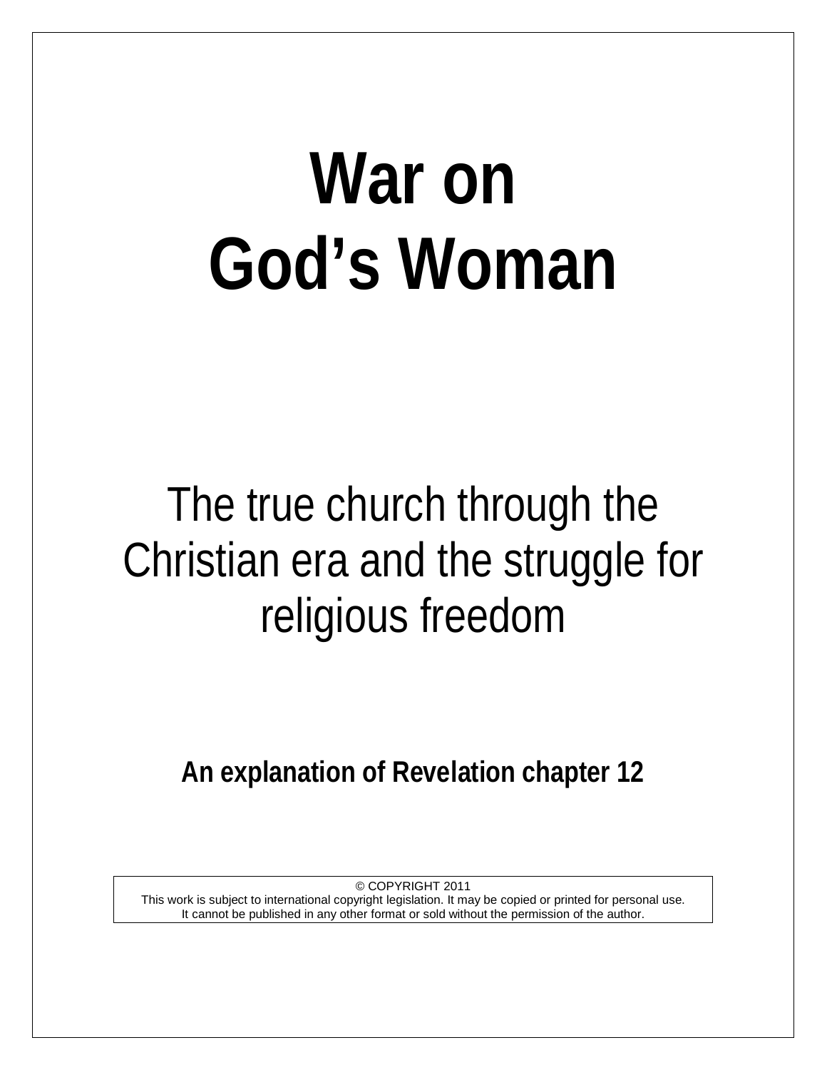# War on God's Woman

## The true church through the Christian era and the struggle for religious freedom

**An explanation of Revelation chapter 12**

© COPYRIGHT 2011
This work is subject to international copyright legislation. It may be copied or printed for personal use.
It cannot be published in any other format or sold without the permission of the author.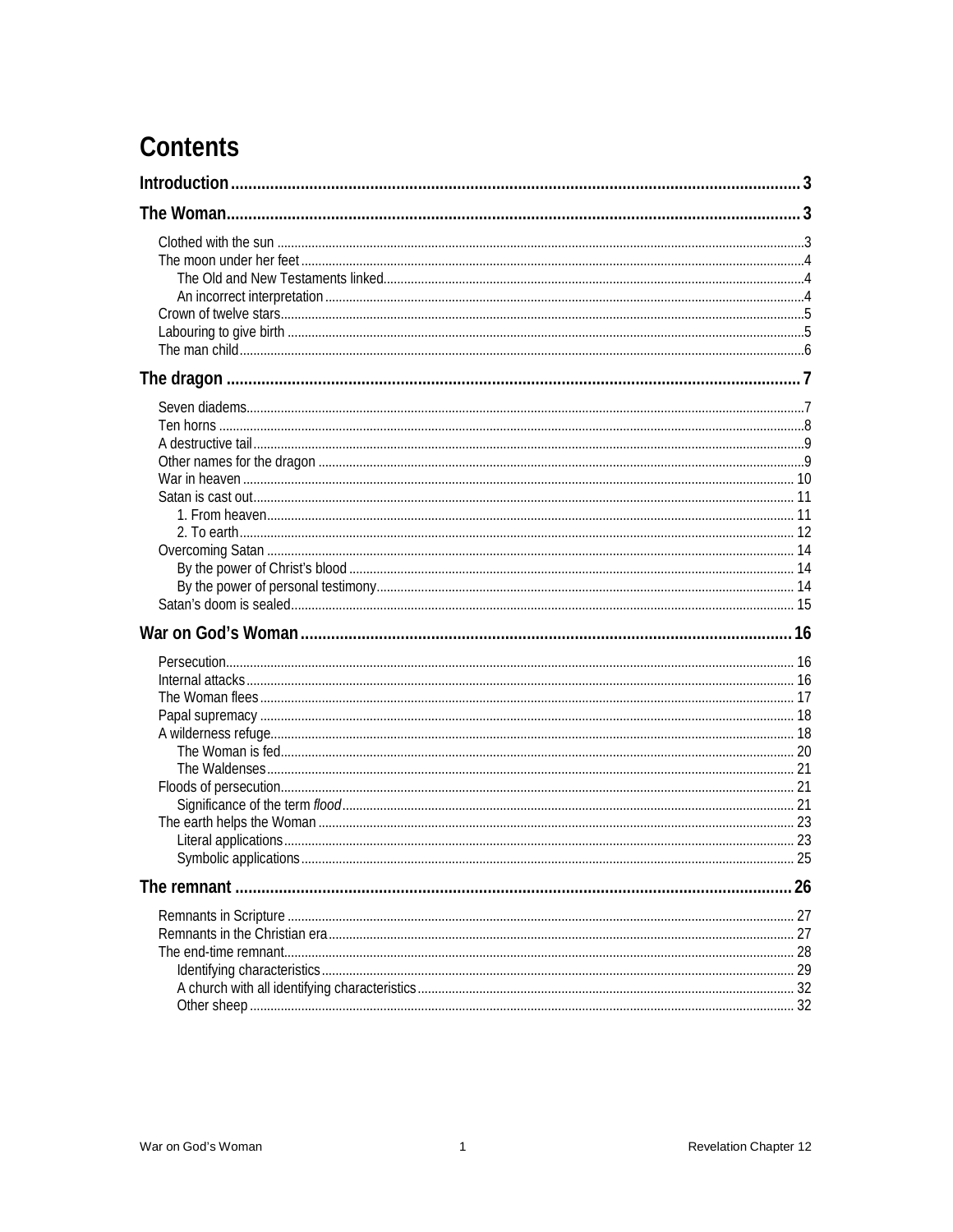# Contents

**Introduction** 3

**The Woman** 3

- Clothed with the sun 3
- The moon under her feet 4
  - The Old and New Testaments linked 4
  - An incorrect interpretation 4
- Crown of twelve stars 5
- Labouring to give birth 5
- The man child 6

**The dragon** 7

- Seven diadems 7
- Ten horns 8
- A destructive tail 9
- Other names for the dragon 9
- War in heaven 10
- Satan is cast out 11
  - 1. From heaven 11
  - 2. To earth 12
- Overcoming Satan 14
  - By the power of Christ's blood 14
  - By the power of personal testimony 14
- Satan's doom is sealed 15

**War on God's Woman** 16

- Persecution 16
- Internal attacks 16
- The Woman flees 17
- Papal supremacy 18
- A wilderness refuge 18
  - The Woman is fed 20
  - The Waldenses 21
- Floods of persecution 21
  - Significance of the term *flood* 21
- The earth helps the Woman 23
  - Literal applications 23
  - Symbolic applications 25

**The remnant** 26

- Remnants in Scripture 27
- Remnants in the Christian era 27
- The end-time remnant 28
  - Identifying characteristics 29
  - A church with all identifying characteristics 32
  - Other sheep 32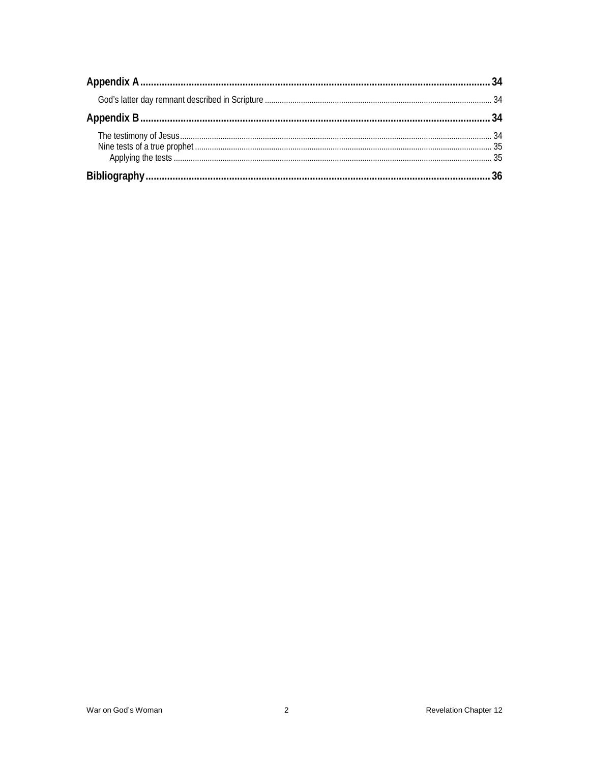**Appendix A** ........ 34

God's latter day remnant described in Scripture ........ 34

**Appendix B** ........ 34

The testimony of Jesus ........ 34

Nine tests of a true prophet ........ 35

Applying the tests ........ 35

**Bibliography** ........ 36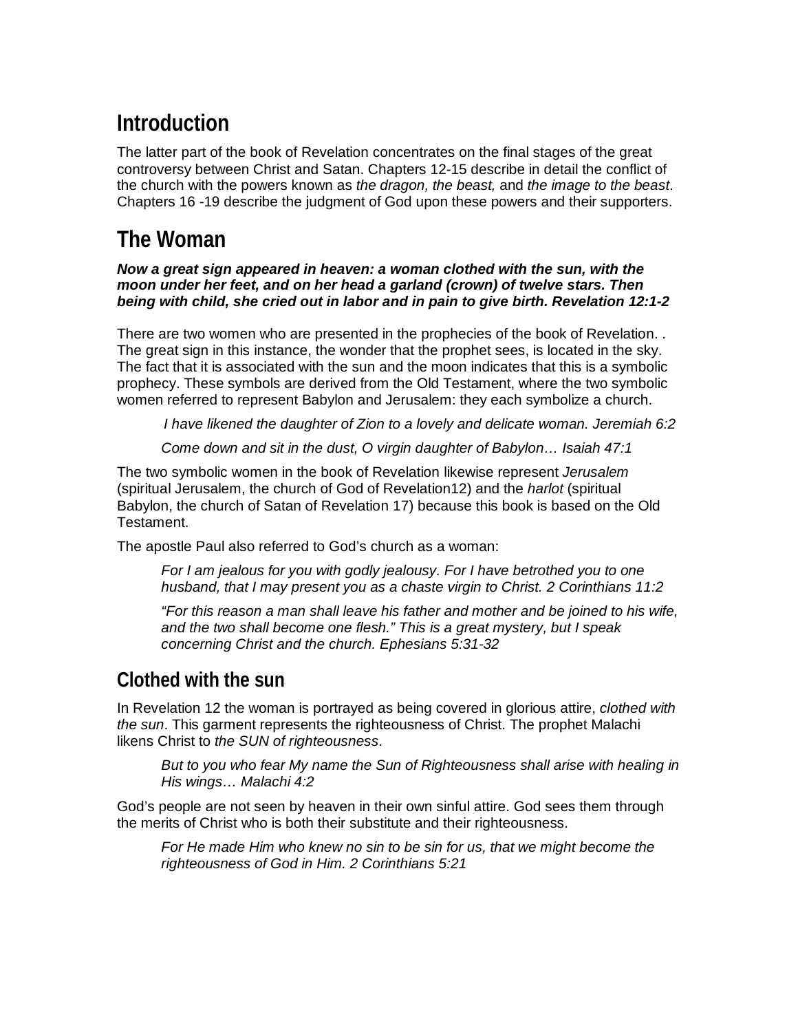## Introduction

The latter part of the book of Revelation concentrates on the final stages of the great controversy between Christ and Satan. Chapters 12-15 describe in detail the conflict of the church with the powers known as *the dragon, the beast,* and *the image to the beast*. Chapters 16 -19 describe the judgment of God upon these powers and their supporters.

## The Woman

***Now a great sign appeared in heaven: a woman clothed with the sun, with the moon under her feet, and on her head a garland (crown) of twelve stars. Then being with child, she cried out in labor and in pain to give birth. Revelation 12:1-2***

There are two women who are presented in the prophecies of the book of Revelation. . The great sign in this instance, the wonder that the prophet sees, is located in the sky. The fact that it is associated with the sun and the moon indicates that this is a symbolic prophecy. These symbols are derived from the Old Testament, where the two symbolic women referred to represent Babylon and Jerusalem: they each symbolize a church.

> *I have likened the daughter of Zion to a lovely and delicate woman. Jeremiah 6:2*
>
> *Come down and sit in the dust, O virgin daughter of Babylon… Isaiah 47:1*

The two symbolic women in the book of Revelation likewise represent *Jerusalem* (spiritual Jerusalem, the church of God of Revelation12) and the *harlot* (spiritual Babylon, the church of Satan of Revelation 17) because this book is based on the Old Testament.

The apostle Paul also referred to God's church as a woman:

> *For I am jealous for you with godly jealousy. For I have betrothed you to one husband, that I may present you as a chaste virgin to Christ. 2 Corinthians 11:2*
>
> *"For this reason a man shall leave his father and mother and be joined to his wife, and the two shall become one flesh." This is a great mystery, but I speak concerning Christ and the church. Ephesians 5:31-32*

### Clothed with the sun

In Revelation 12 the woman is portrayed as being covered in glorious attire, *clothed with the sun*. This garment represents the righteousness of Christ. The prophet Malachi likens Christ to *the SUN of righteousness*.

> *But to you who fear My name the Sun of Righteousness shall arise with healing in His wings… Malachi 4:2*

God's people are not seen by heaven in their own sinful attire. God sees them through the merits of Christ who is both their substitute and their righteousness.

> *For He made Him who knew no sin to be sin for us, that we might become the righteousness of God in Him. 2 Corinthians 5:21*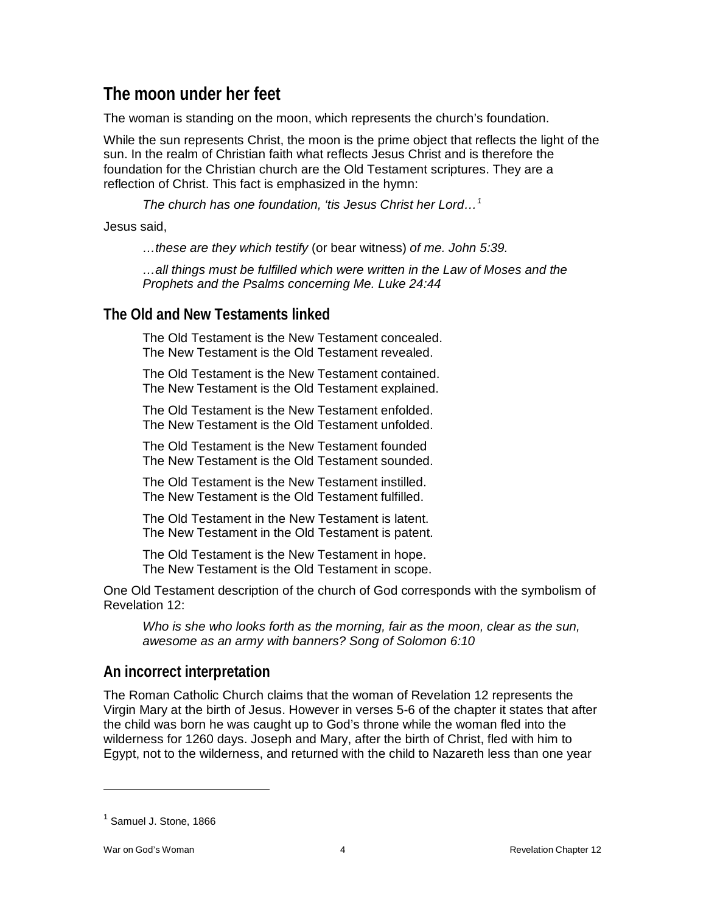## The moon under her feet

The woman is standing on the moon, which represents the church's foundation.

While the sun represents Christ, the moon is the prime object that reflects the light of the sun. In the realm of Christian faith what reflects Jesus Christ and is therefore the foundation for the Christian church are the Old Testament scriptures. They are a reflection of Christ. This fact is emphasized in the hymn:

> *The church has one foundation, 'tis Jesus Christ her Lord…*[1]

Jesus said,

> *…these are they which testify* (or bear witness) *of me. John 5:39.*
>
> *…all things must be fulfilled which were written in the Law of Moses and the Prophets and the Psalms concerning Me. Luke 24:44*

### The Old and New Testaments linked

> The Old Testament is the New Testament concealed.
> The New Testament is the Old Testament revealed.
>
> The Old Testament is the New Testament contained.
> The New Testament is the Old Testament explained.
>
> The Old Testament is the New Testament enfolded.
> The New Testament is the Old Testament unfolded.
>
> The Old Testament is the New Testament founded
> The New Testament is the Old Testament sounded.
>
> The Old Testament is the New Testament instilled.
> The New Testament is the Old Testament fulfilled.
>
> The Old Testament in the New Testament is latent.
> The New Testament in the Old Testament is patent.
>
> The Old Testament is the New Testament in hope.
> The New Testament is the Old Testament in scope.

One Old Testament description of the church of God corresponds with the symbolism of Revelation 12:

> *Who is she who looks forth as the morning, fair as the moon, clear as the sun, awesome as an army with banners? Song of Solomon 6:10*

### An incorrect interpretation

The Roman Catholic Church claims that the woman of Revelation 12 represents the Virgin Mary at the birth of Jesus. However in verses 5-6 of the chapter it states that after the child was born he was caught up to God's throne while the woman fled into the wilderness for 1260 days. Joseph and Mary, after the birth of Christ, fled with him to Egypt, not to the wilderness, and returned with the child to Nazareth less than one year

[1] Samuel J. Stone, 1866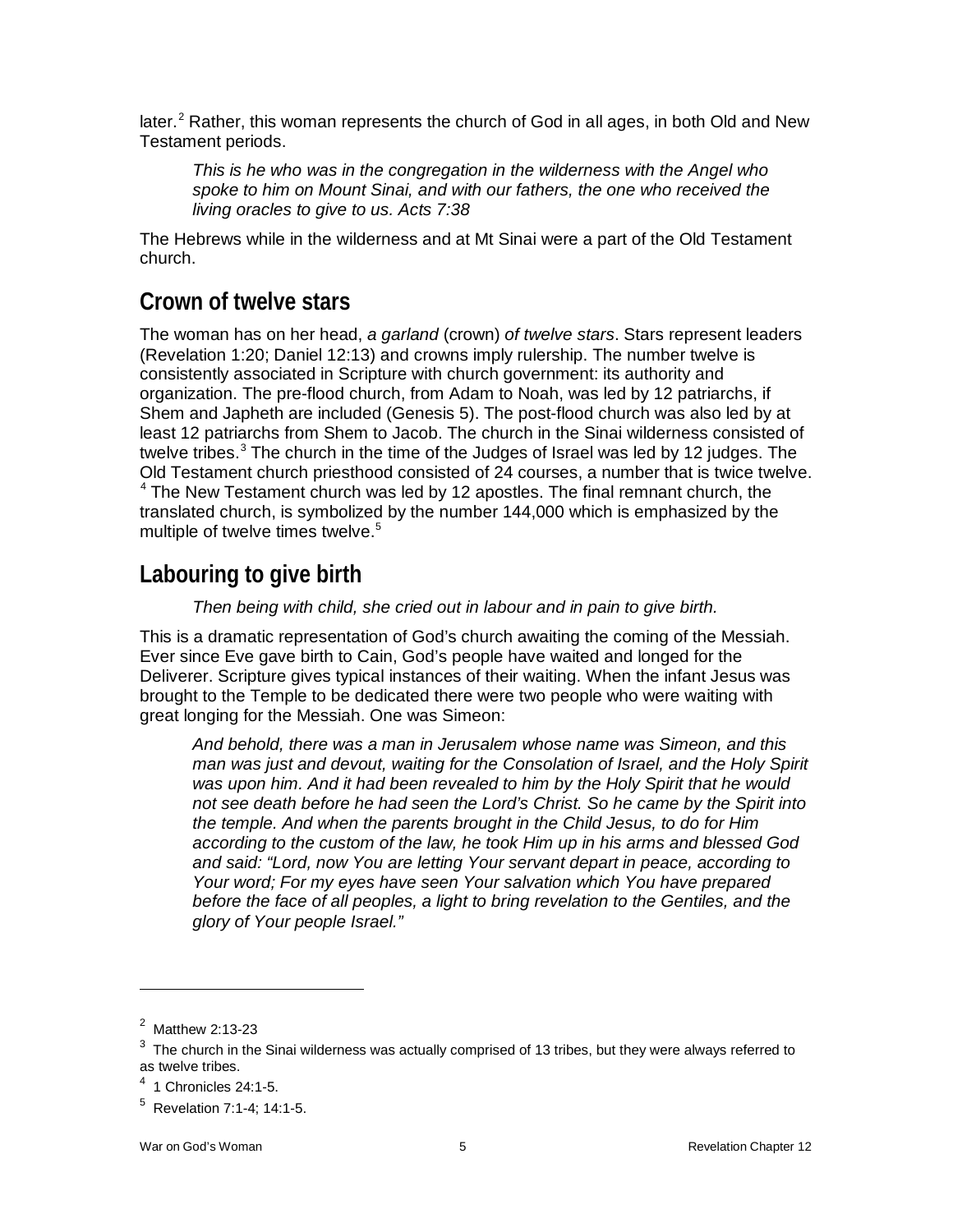later.[2] Rather, this woman represents the church of God in all ages, in both Old and New Testament periods.

> *This is he who was in the congregation in the wilderness with the Angel who spoke to him on Mount Sinai, and with our fathers, the one who received the living oracles to give to us. Acts 7:38*

The Hebrews while in the wilderness and at Mt Sinai were a part of the Old Testament church.

## Crown of twelve stars

The woman has on her head, *a garland* (crown) *of twelve stars*. Stars represent leaders (Revelation 1:20; Daniel 12:13) and crowns imply rulership. The number twelve is consistently associated in Scripture with church government: its authority and organization. The pre-flood church, from Adam to Noah, was led by 12 patriarchs, if Shem and Japheth are included (Genesis 5). The post-flood church was also led by at least 12 patriarchs from Shem to Jacob. The church in the Sinai wilderness consisted of twelve tribes.[3] The church in the time of the Judges of Israel was led by 12 judges. The Old Testament church priesthood consisted of 24 courses, a number that is twice twelve.[4] The New Testament church was led by 12 apostles. The final remnant church, the translated church, is symbolized by the number 144,000 which is emphasized by the multiple of twelve times twelve.[5]

## Labouring to give birth

> *Then being with child, she cried out in labour and in pain to give birth.*

This is a dramatic representation of God's church awaiting the coming of the Messiah. Ever since Eve gave birth to Cain, God's people have waited and longed for the Deliverer. Scripture gives typical instances of their waiting. When the infant Jesus was brought to the Temple to be dedicated there were two people who were waiting with great longing for the Messiah. One was Simeon:

> *And behold, there was a man in Jerusalem whose name was Simeon, and this man was just and devout, waiting for the Consolation of Israel, and the Holy Spirit was upon him. And it had been revealed to him by the Holy Spirit that he would not see death before he had seen the Lord's Christ. So he came by the Spirit into the temple. And when the parents brought in the Child Jesus, to do for Him according to the custom of the law, he took Him up in his arms and blessed God and said: "Lord, now You are letting Your servant depart in peace, according to Your word; For my eyes have seen Your salvation which You have prepared before the face of all peoples, a light to bring revelation to the Gentiles, and the glory of Your people Israel."*

---

[2] Matthew 2:13-23

[3] The church in the Sinai wilderness was actually comprised of 13 tribes, but they were always referred to as twelve tribes.

[4] 1 Chronicles 24:1-5.

[5] Revelation 7:1-4; 14:1-5.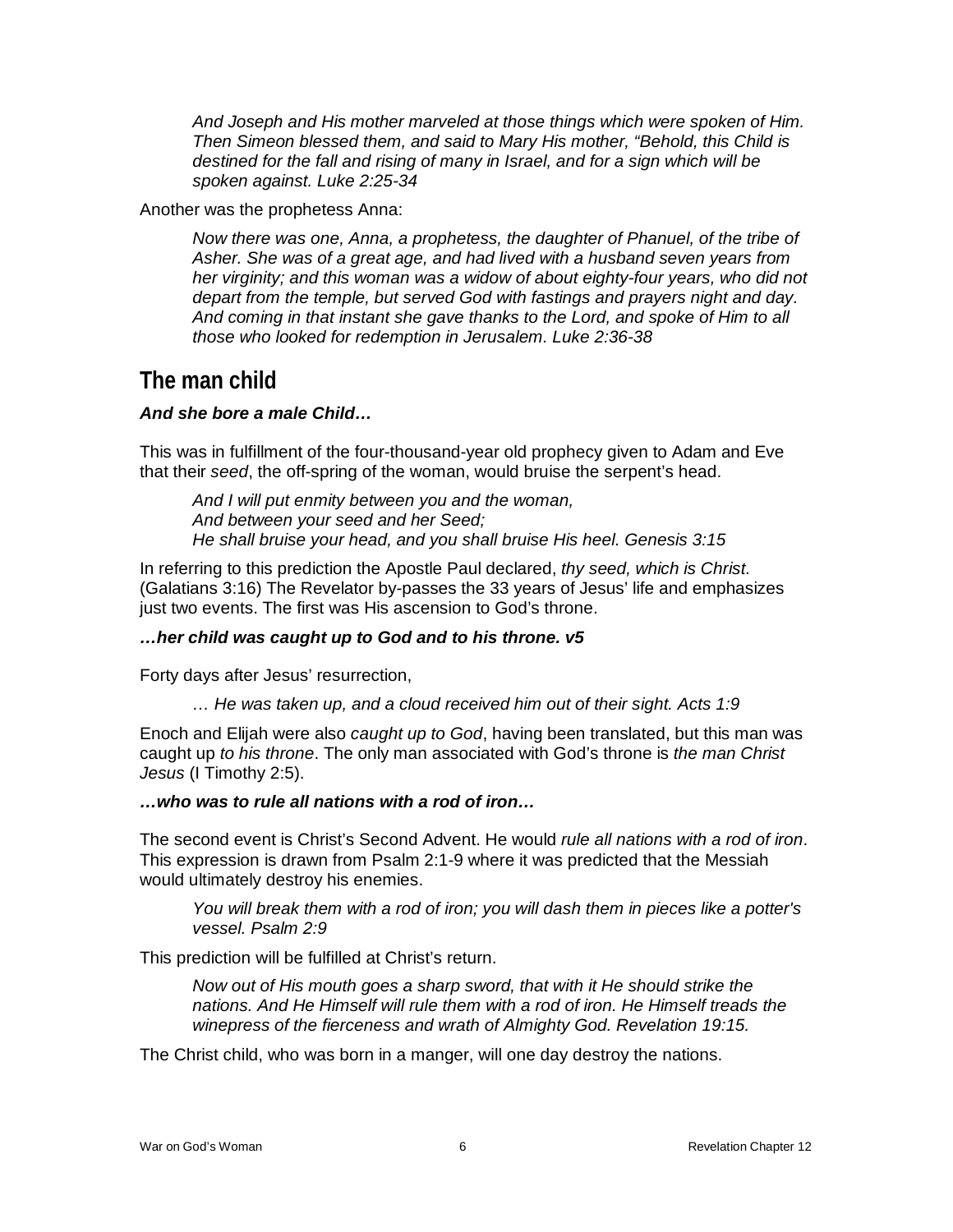> *And Joseph and His mother marveled at those things which were spoken of Him. Then Simeon blessed them, and said to Mary His mother, "Behold, this Child is destined for the fall and rising of many in Israel, and for a sign which will be spoken against. Luke 2:25-34*

Another was the prophetess Anna:

> *Now there was one, Anna, a prophetess, the daughter of Phanuel, of the tribe of Asher. She was of a great age, and had lived with a husband seven years from her virginity; and this woman was a widow of about eighty-four years, who did not depart from the temple, but served God with fastings and prayers night and day. And coming in that instant she gave thanks to the Lord, and spoke of Him to all those who looked for redemption in Jerusalem. Luke 2:36-38*

## The man child

***And she bore a male Child…***

This was in fulfillment of the four-thousand-year old prophecy given to Adam and Eve that their *seed*, the off-spring of the woman, would bruise the serpent's head.

> *And I will put enmity between you and the woman,*
> *And between your seed and her Seed;*
> *He shall bruise your head, and you shall bruise His heel. Genesis 3:15*

In referring to this prediction the Apostle Paul declared, *thy seed, which is Christ*. (Galatians 3:16) The Revelator by-passes the 33 years of Jesus' life and emphasizes just two events. The first was His ascension to God's throne.

***…her child was caught up to God and to his throne. v5***

Forty days after Jesus' resurrection,

> *… He was taken up, and a cloud received him out of their sight. Acts 1:9*

Enoch and Elijah were also *caught up to God*, having been translated, but this man was caught up *to his throne*. The only man associated with God's throne is *the man Christ Jesus* (I Timothy 2:5).

***…who was to rule all nations with a rod of iron…***

The second event is Christ's Second Advent. He would *rule all nations with a rod of iron*. This expression is drawn from Psalm 2:1-9 where it was predicted that the Messiah would ultimately destroy his enemies.

> *You will break them with a rod of iron; you will dash them in pieces like a potter's vessel. Psalm 2:9*

This prediction will be fulfilled at Christ's return.

> *Now out of His mouth goes a sharp sword, that with it He should strike the nations. And He Himself will rule them with a rod of iron. He Himself treads the winepress of the fierceness and wrath of Almighty God. Revelation 19:15.*

The Christ child, who was born in a manger, will one day destroy the nations.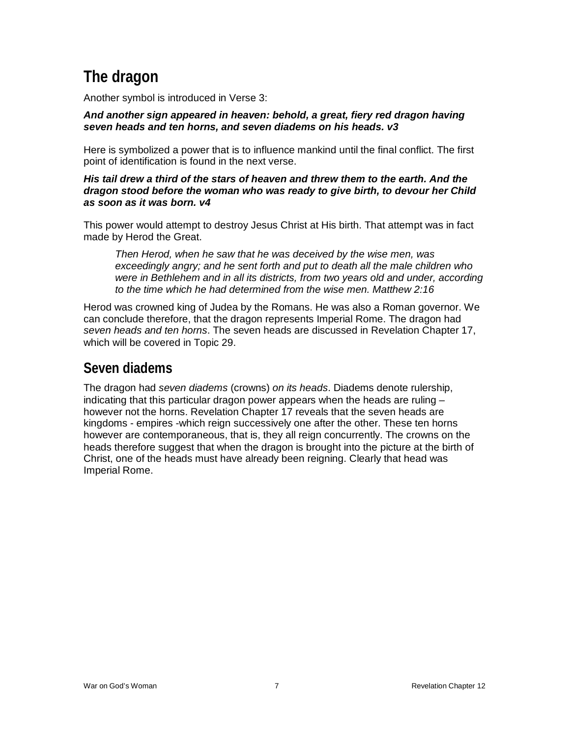## The dragon

Another symbol is introduced in Verse 3:

***And another sign appeared in heaven: behold, a great, fiery red dragon having seven heads and ten horns, and seven diadems on his heads. v3***

Here is symbolized a power that is to influence mankind until the final conflict. The first point of identification is found in the next verse.

***His tail drew a third of the stars of heaven and threw them to the earth. And the dragon stood before the woman who was ready to give birth, to devour her Child as soon as it was born. v4***

This power would attempt to destroy Jesus Christ at His birth. That attempt was in fact made by Herod the Great.

> *Then Herod, when he saw that he was deceived by the wise men, was exceedingly angry; and he sent forth and put to death all the male children who were in Bethlehem and in all its districts, from two years old and under, according to the time which he had determined from the wise men. Matthew 2:16*

Herod was crowned king of Judea by the Romans. He was also a Roman governor. We can conclude therefore, that the dragon represents Imperial Rome. The dragon had *seven heads and ten horns*. The seven heads are discussed in Revelation Chapter 17, which will be covered in Topic 29.

## Seven diadems

The dragon had *seven diadems* (crowns) *on its heads*. Diadems denote rulership, indicating that this particular dragon power appears when the heads are ruling – however not the horns. Revelation Chapter 17 reveals that the seven heads are kingdoms - empires -which reign successively one after the other. These ten horns however are contemporaneous, that is, they all reign concurrently. The crowns on the heads therefore suggest that when the dragon is brought into the picture at the birth of Christ, one of the heads must have already been reigning. Clearly that head was Imperial Rome.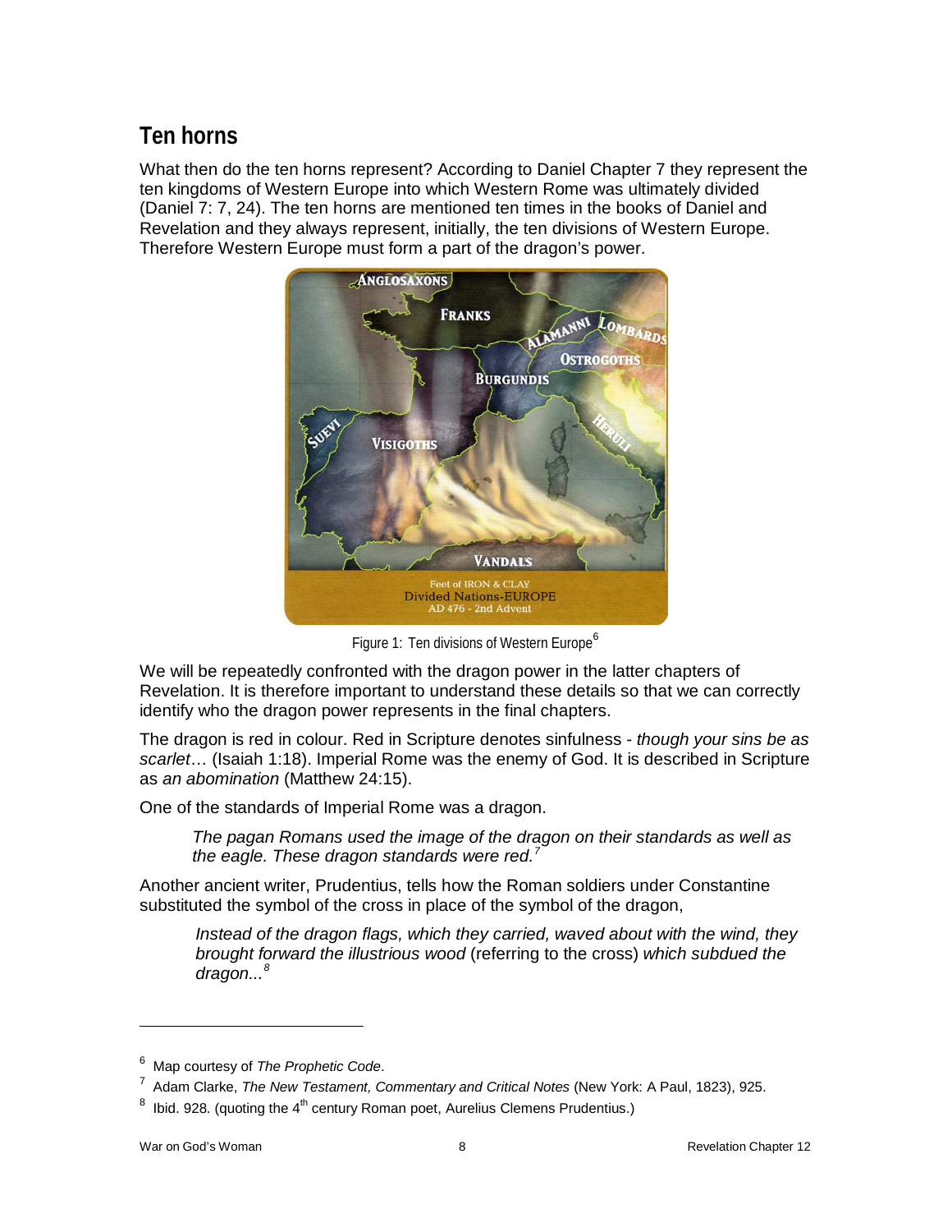## Ten horns

What then do the ten horns represent? According to Daniel Chapter 7 they represent the ten kingdoms of Western Europe into which Western Rome was ultimately divided (Daniel 7: 7, 24). The ten horns are mentioned ten times in the books of Daniel and Revelation and they always represent, initially, the ten divisions of Western Europe. Therefore Western Europe must form a part of the dragon's power.

Figure 1: Ten divisions of Western Europe[6]

We will be repeatedly confronted with the dragon power in the latter chapters of Revelation. It is therefore important to understand these details so that we can correctly identify who the dragon power represents in the final chapters.

The dragon is red in colour. Red in Scripture denotes sinfulness - *though your sins be as scarlet*… (Isaiah 1:18). Imperial Rome was the enemy of God. It is described in Scripture as *an abomination* (Matthew 24:15).

One of the standards of Imperial Rome was a dragon.

> *The pagan Romans used the image of the dragon on their standards as well as the eagle. These dragon standards were red.*[7]

Another ancient writer, Prudentius, tells how the Roman soldiers under Constantine substituted the symbol of the cross in place of the symbol of the dragon,

> *Instead of the dragon flags, which they carried, waved about with the wind, they brought forward the illustrious wood* (referring to the cross) *which subdued the dragon...*[8]

---

[6] Map courtesy of *The Prophetic Code*.

[7] Adam Clarke, *The New Testament, Commentary and Critical Notes* (New York: A Paul, 1823), 925.

[8] Ibid. 928. (quoting the 4th century Roman poet, Aurelius Clemens Prudentius.)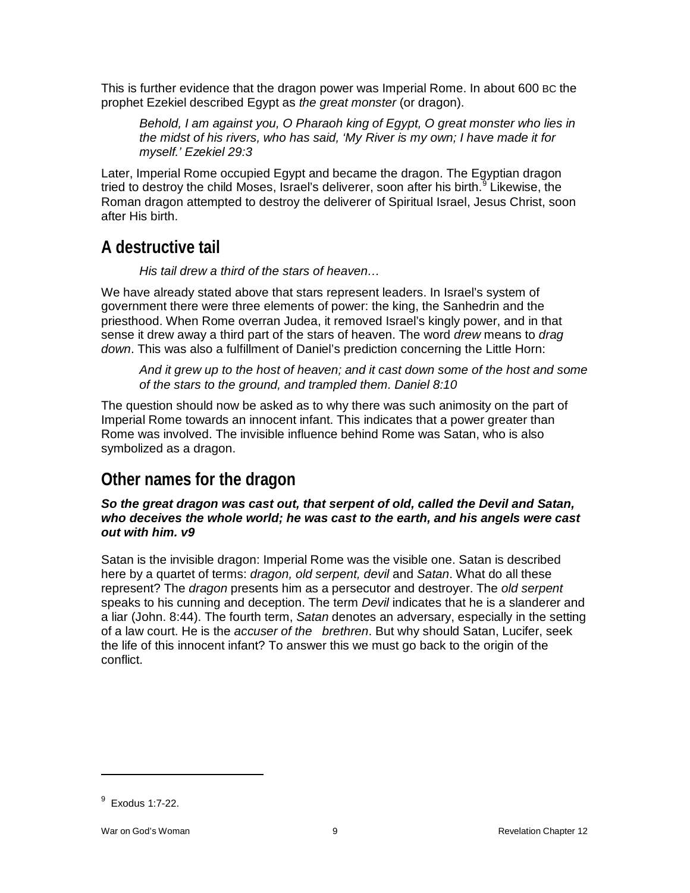This is further evidence that the dragon power was Imperial Rome. In about 600 BC the prophet Ezekiel described Egypt as *the great monster* (or dragon).

> *Behold, I am against you, O Pharaoh king of Egypt, O great monster who lies in the midst of his rivers, who has said, 'My River is my own; I have made it for myself.' Ezekiel 29:3*

Later, Imperial Rome occupied Egypt and became the dragon. The Egyptian dragon tried to destroy the child Moses, Israel's deliverer, soon after his birth.[9] Likewise, the Roman dragon attempted to destroy the deliverer of Spiritual Israel, Jesus Christ, soon after His birth.

## A destructive tail

> *His tail drew a third of the stars of heaven…*

We have already stated above that stars represent leaders. In Israel's system of government there were three elements of power: the king, the Sanhedrin and the priesthood. When Rome overran Judea, it removed Israel's kingly power, and in that sense it drew away a third part of the stars of heaven. The word *drew* means to *drag down*. This was also a fulfillment of Daniel's prediction concerning the Little Horn:

> *And it grew up to the host of heaven; and it cast down some of the host and some of the stars to the ground, and trampled them. Daniel 8:10*

The question should now be asked as to why there was such animosity on the part of Imperial Rome towards an innocent infant. This indicates that a power greater than Rome was involved. The invisible influence behind Rome was Satan, who is also symbolized as a dragon.

## Other names for the dragon

***So the great dragon was cast out, that serpent of old, called the Devil and Satan, who deceives the whole world; he was cast to the earth, and his angels were cast out with him. v9***

Satan is the invisible dragon: Imperial Rome was the visible one. Satan is described here by a quartet of terms: *dragon, old serpent, devil* and *Satan*. What do all these represent? The *dragon* presents him as a persecutor and destroyer. The *old serpent* speaks to his cunning and deception. The term *Devil* indicates that he is a slanderer and a liar (John. 8:44). The fourth term, *Satan* denotes an adversary, especially in the setting of a law court. He is the *accuser of the brethren*. But why should Satan, Lucifer, seek the life of this innocent infant? To answer this we must go back to the origin of the conflict.

---

[9] Exodus 1:7-22.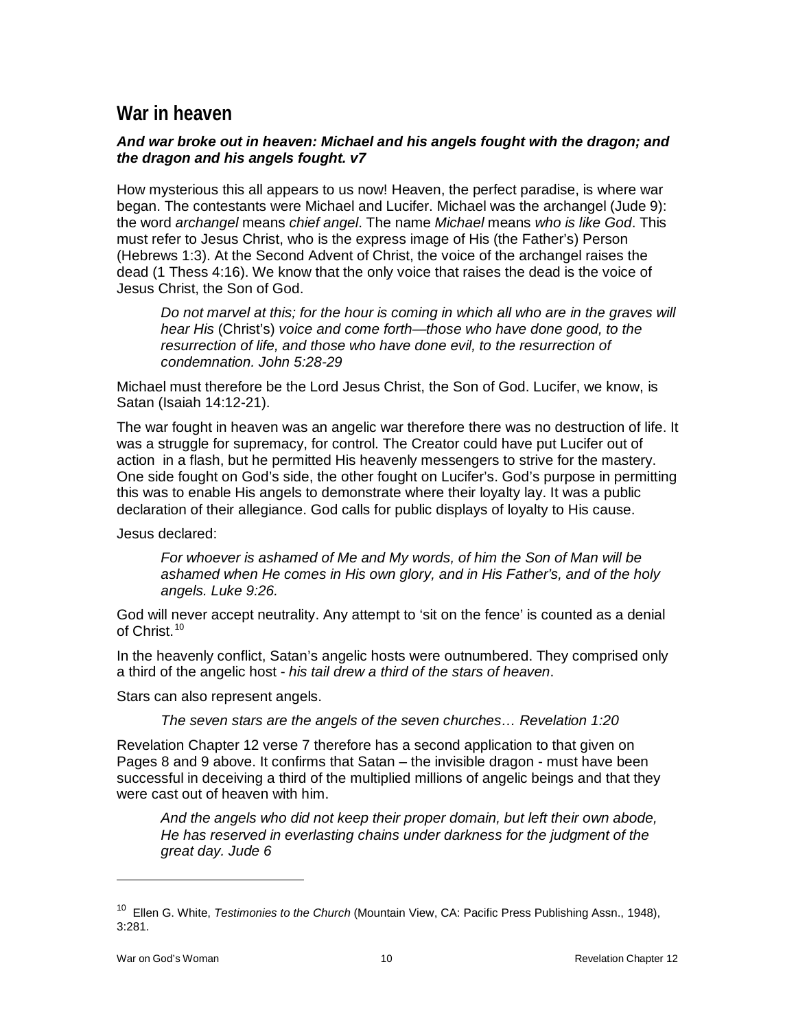## War in heaven

***And war broke out in heaven: Michael and his angels fought with the dragon; and the dragon and his angels fought. v7***

How mysterious this all appears to us now! Heaven, the perfect paradise, is where war began. The contestants were Michael and Lucifer. Michael was the archangel (Jude 9): the word *archangel* means *chief angel*. The name *Michael* means *who is like God*. This must refer to Jesus Christ, who is the express image of His (the Father's) Person (Hebrews 1:3). At the Second Advent of Christ, the voice of the archangel raises the dead (1 Thess 4:16). We know that the only voice that raises the dead is the voice of Jesus Christ, the Son of God.

> *Do not marvel at this; for the hour is coming in which all who are in the graves will hear His* (Christ's) *voice and come forth—those who have done good, to the resurrection of life, and those who have done evil, to the resurrection of condemnation. John 5:28-29*

Michael must therefore be the Lord Jesus Christ, the Son of God. Lucifer, we know, is Satan (Isaiah 14:12-21).

The war fought in heaven was an angelic war therefore there was no destruction of life. It was a struggle for supremacy, for control. The Creator could have put Lucifer out of action in a flash, but he permitted His heavenly messengers to strive for the mastery. One side fought on God's side, the other fought on Lucifer's. God's purpose in permitting this was to enable His angels to demonstrate where their loyalty lay. It was a public declaration of their allegiance. God calls for public displays of loyalty to His cause.

Jesus declared:

> *For whoever is ashamed of Me and My words, of him the Son of Man will be ashamed when He comes in His own glory, and in His Father's, and of the holy angels. Luke 9:26.*

God will never accept neutrality. Any attempt to 'sit on the fence' is counted as a denial of Christ.[10]

In the heavenly conflict, Satan's angelic hosts were outnumbered. They comprised only a third of the angelic host - *his tail drew a third of the stars of heaven*.

Stars can also represent angels.

> *The seven stars are the angels of the seven churches… Revelation 1:20*

Revelation Chapter 12 verse 7 therefore has a second application to that given on Pages 8 and 9 above. It confirms that Satan – the invisible dragon - must have been successful in deceiving a third of the multiplied millions of angelic beings and that they were cast out of heaven with him.

> *And the angels who did not keep their proper domain, but left their own abode, He has reserved in everlasting chains under darkness for the judgment of the great day. Jude 6*

---

[10] Ellen G. White, *Testimonies to the Church* (Mountain View, CA: Pacific Press Publishing Assn., 1948), 3:281.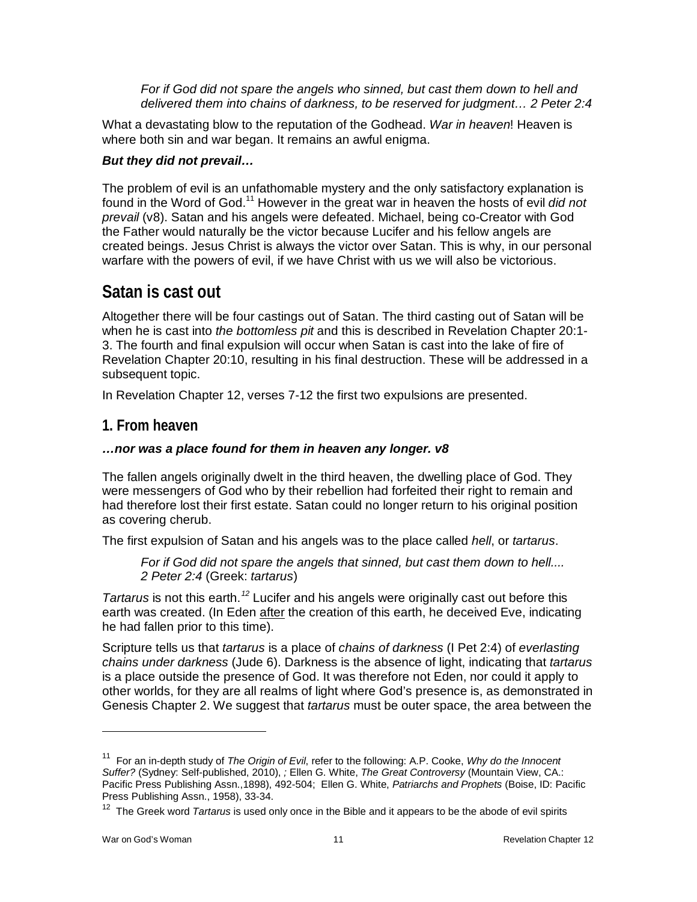> *For if God did not spare the angels who sinned, but cast them down to hell and delivered them into chains of darkness, to be reserved for judgment… 2 Peter 2:4*

What a devastating blow to the reputation of the Godhead. *War in heaven*! Heaven is where both sin and war began. It remains an awful enigma.

***But they did not prevail…***

The problem of evil is an unfathomable mystery and the only satisfactory explanation is found in the Word of God.[11] However in the great war in heaven the hosts of evil *did not prevail* (v8). Satan and his angels were defeated. Michael, being co-Creator with God the Father would naturally be the victor because Lucifer and his fellow angels are created beings. Jesus Christ is always the victor over Satan. This is why, in our personal warfare with the powers of evil, if we have Christ with us we will also be victorious.

## Satan is cast out

Altogether there will be four castings out of Satan. The third casting out of Satan will be when he is cast into *the bottomless pit* and this is described in Revelation Chapter 20:1-3. The fourth and final expulsion will occur when Satan is cast into the lake of fire of Revelation Chapter 20:10, resulting in his final destruction. These will be addressed in a subsequent topic.

In Revelation Chapter 12, verses 7-12 the first two expulsions are presented.

### 1. From heaven

***…nor was a place found for them in heaven any longer. v8***

The fallen angels originally dwelt in the third heaven, the dwelling place of God. They were messengers of God who by their rebellion had forfeited their right to remain and had therefore lost their first estate. Satan could no longer return to his original position as covering cherub.

The first expulsion of Satan and his angels was to the place called *hell*, or *tartarus*.

> *For if God did not spare the angels that sinned, but cast them down to hell.... 2 Peter 2:4* (Greek: *tartarus*)

*Tartarus* is not this earth.[12] Lucifer and his angels were originally cast out before this earth was created. (In Eden after the creation of this earth, he deceived Eve, indicating he had fallen prior to this time).

Scripture tells us that *tartarus* is a place of *chains of darkness* (I Pet 2:4) of *everlasting chains under darkness* (Jude 6). Darkness is the absence of light, indicating that *tartarus* is a place outside the presence of God. It was therefore not Eden, nor could it apply to other worlds, for they are all realms of light where God's presence is, as demonstrated in Genesis Chapter 2. We suggest that *tartarus* must be outer space, the area between the

---

[11] For an in-depth study of *The Origin of Evil*, refer to the following: A.P. Cooke, *Why do the Innocent Suffer?* (Sydney: Self-published, 2010), *;* Ellen G. White, *The Great Controversy* (Mountain View, CA.: Pacific Press Publishing Assn.,1898), 492-504; Ellen G. White, *Patriarchs and Prophets* (Boise, ID: Pacific Press Publishing Assn., 1958), 33-34.

[12] The Greek word *Tartarus* is used only once in the Bible and it appears to be the abode of evil spirits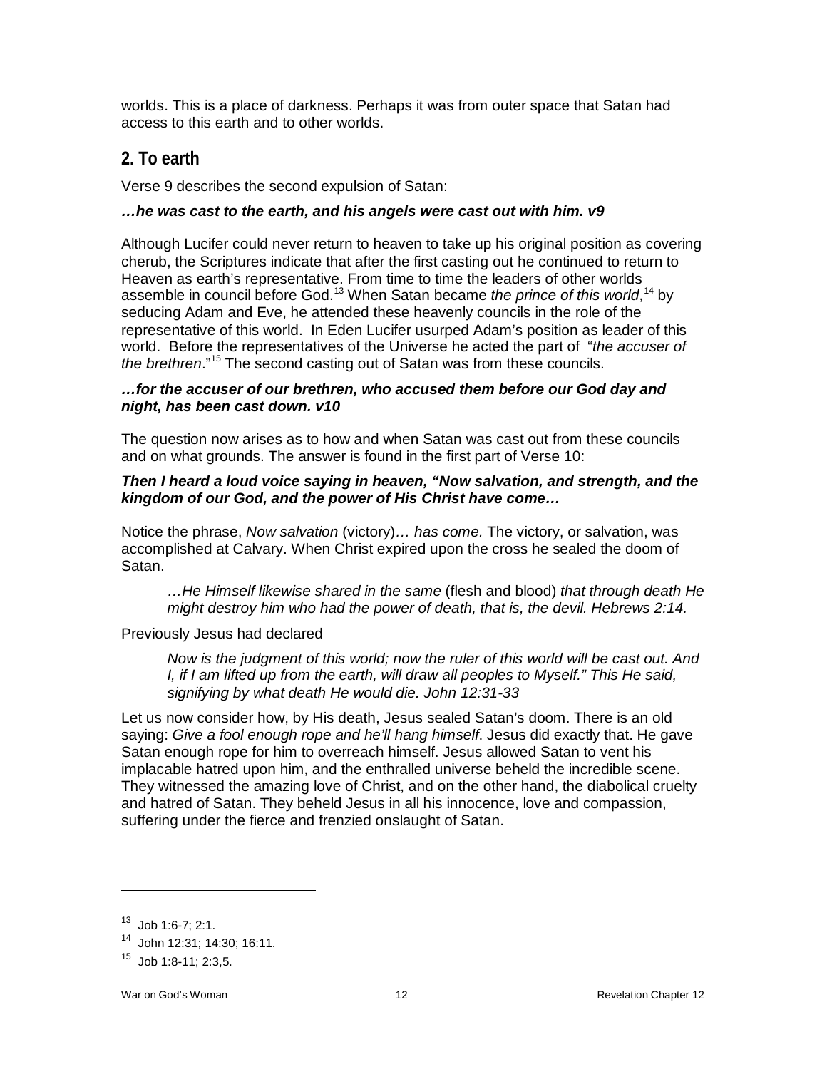worlds. This is a place of darkness. Perhaps it was from outer space that Satan had access to this earth and to other worlds.

## 2. To earth

Verse 9 describes the second expulsion of Satan:

***…he was cast to the earth, and his angels were cast out with him. v9***

Although Lucifer could never return to heaven to take up his original position as covering cherub, the Scriptures indicate that after the first casting out he continued to return to Heaven as earth's representative. From time to time the leaders of other worlds assemble in council before God.[13] When Satan became *the prince of this world*,[14] by seducing Adam and Eve, he attended these heavenly councils in the role of the representative of this world. In Eden Lucifer usurped Adam's position as leader of this world. Before the representatives of the Universe he acted the part of "*the accuser of the brethren*."[15] The second casting out of Satan was from these councils.

***…for the accuser of our brethren, who accused them before our God day and night, has been cast down. v10***

The question now arises as to how and when Satan was cast out from these councils and on what grounds. The answer is found in the first part of Verse 10:

***Then I heard a loud voice saying in heaven, "Now salvation, and strength, and the kingdom of our God, and the power of His Christ have come…***

Notice the phrase, *Now salvation* (victory)*… has come.* The victory, or salvation, was accomplished at Calvary. When Christ expired upon the cross he sealed the doom of Satan.

> *…He Himself likewise shared in the same* (flesh and blood) *that through death He might destroy him who had the power of death, that is, the devil. Hebrews 2:14.*

Previously Jesus had declared

> *Now is the judgment of this world; now the ruler of this world will be cast out. And I, if I am lifted up from the earth, will draw all peoples to Myself." This He said, signifying by what death He would die. John 12:31-33*

Let us now consider how, by His death, Jesus sealed Satan's doom. There is an old saying: *Give a fool enough rope and he'll hang himself*. Jesus did exactly that. He gave Satan enough rope for him to overreach himself. Jesus allowed Satan to vent his implacable hatred upon him, and the enthralled universe beheld the incredible scene. They witnessed the amazing love of Christ, and on the other hand, the diabolical cruelty and hatred of Satan. They beheld Jesus in all his innocence, love and compassion, suffering under the fierce and frenzied onslaught of Satan.

---

[13] Job 1:6-7; 2:1.

[14] John 12:31; 14:30; 16:11.

[15] Job 1:8-11; 2:3,5.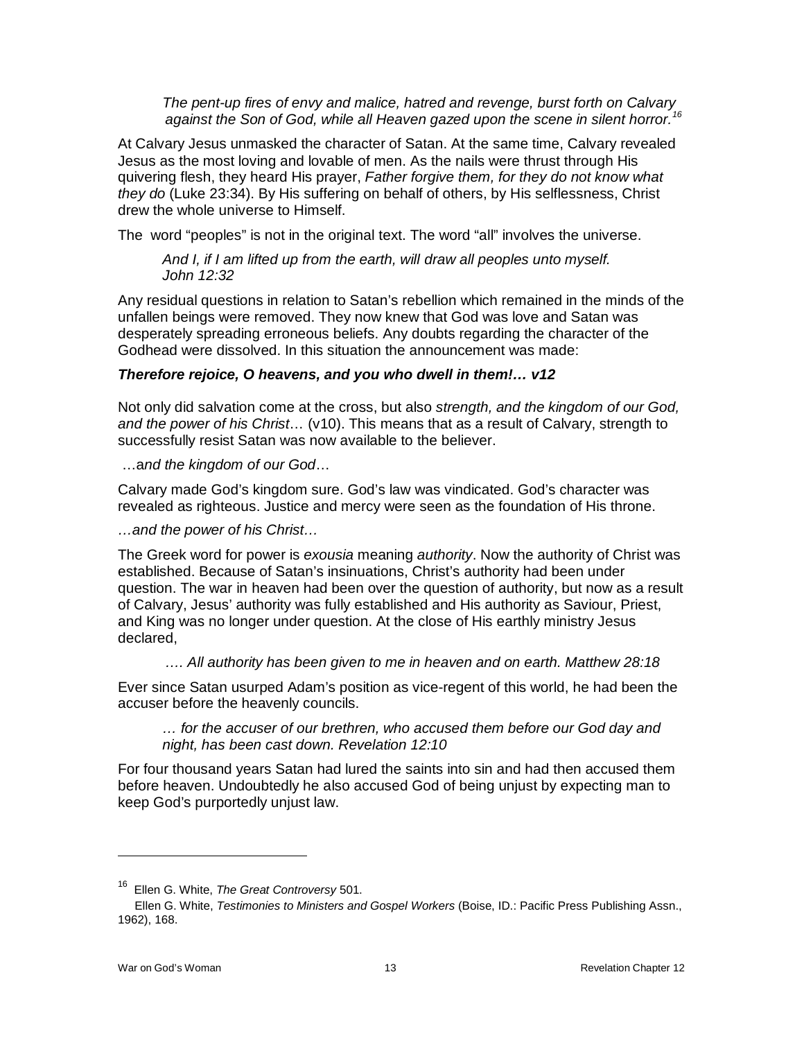*The pent-up fires of envy and malice, hatred and revenge, burst forth on Calvary against the Son of God, while all Heaven gazed upon the scene in silent horror.*[16]

At Calvary Jesus unmasked the character of Satan. At the same time, Calvary revealed Jesus as the most loving and lovable of men. As the nails were thrust through His quivering flesh, they heard His prayer, *Father forgive them, for they do not know what they do* (Luke 23:34). By His suffering on behalf of others, by His selflessness, Christ drew the whole universe to Himself.

The word "peoples" is not in the original text. The word "all" involves the universe.

> *And I, if I am lifted up from the earth, will draw all peoples unto myself. John 12:32*

Any residual questions in relation to Satan's rebellion which remained in the minds of the unfallen beings were removed. They now knew that God was love and Satan was desperately spreading erroneous beliefs. Any doubts regarding the character of the Godhead were dissolved. In this situation the announcement was made:

***Therefore rejoice, O heavens, and you who dwell in them!… v12***

Not only did salvation come at the cross, but also *strength, and the kingdom of our God, and the power of his Christ*… (v10). This means that as a result of Calvary, strength to successfully resist Satan was now available to the believer.

…*and the kingdom of our God*…

Calvary made God's kingdom sure. God's law was vindicated. God's character was revealed as righteous. Justice and mercy were seen as the foundation of His throne.

*…and the power of his Christ…*

The Greek word for power is *exousia* meaning *authority*. Now the authority of Christ was established. Because of Satan's insinuations, Christ's authority had been under question. The war in heaven had been over the question of authority, but now as a result of Calvary, Jesus' authority was fully established and His authority as Saviour, Priest, and King was no longer under question. At the close of His earthly ministry Jesus declared,

> *…. All authority has been given to me in heaven and on earth. Matthew 28:18*

Ever since Satan usurped Adam's position as vice-regent of this world, he had been the accuser before the heavenly councils.

> *… for the accuser of our brethren, who accused them before our God day and night, has been cast down. Revelation 12:10*

For four thousand years Satan had lured the saints into sin and had then accused them before heaven. Undoubtedly he also accused God of being unjust by expecting man to keep God's purportedly unjust law.

---

[16] Ellen G. White, *The Great Controversy* 501.
Ellen G. White, *Testimonies to Ministers and Gospel Workers* (Boise, ID.: Pacific Press Publishing Assn., 1962), 168.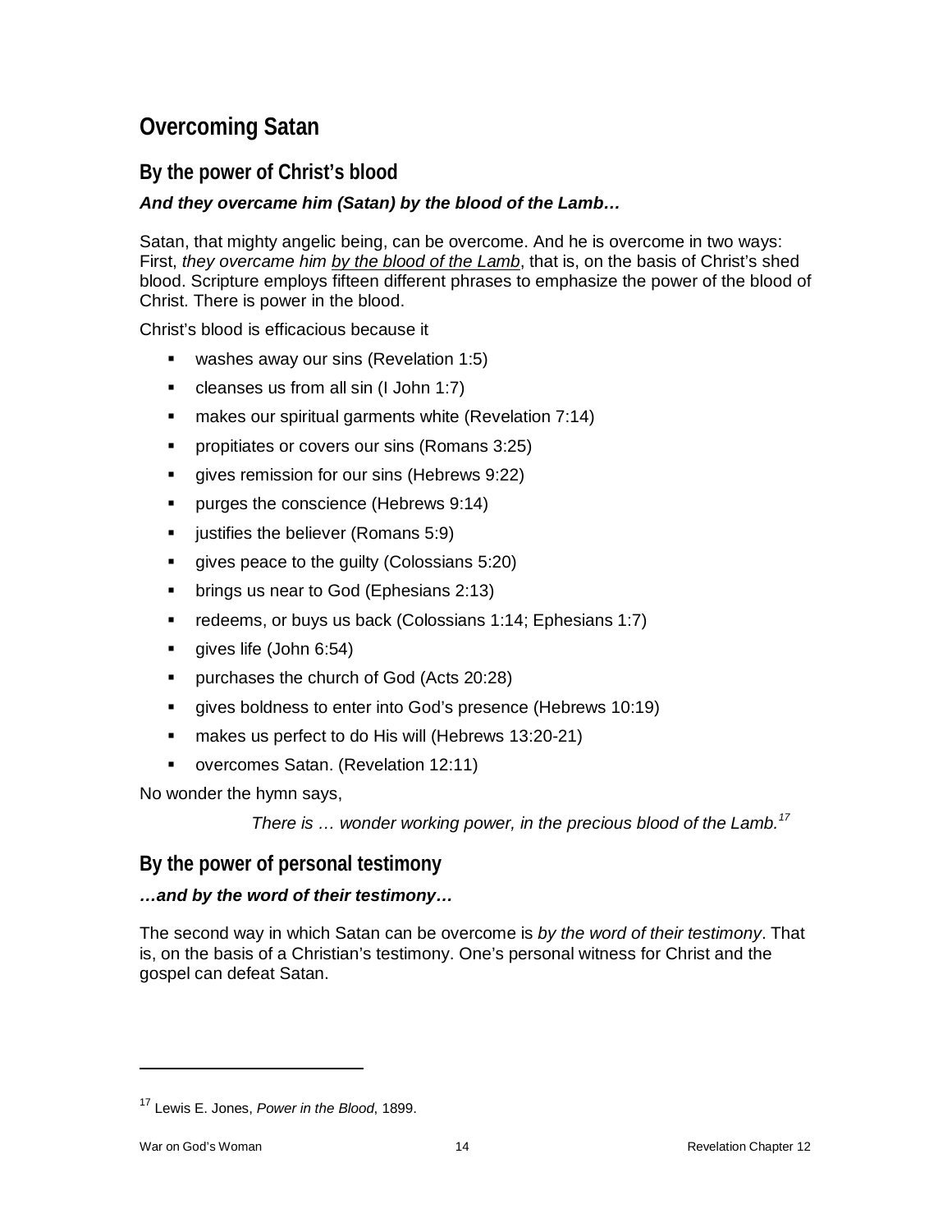## Overcoming Satan

### By the power of Christ's blood

***And they overcame him (Satan) by the blood of the Lamb…***

Satan, that mighty angelic being, can be overcome. And he is overcome in two ways: First, *they overcame him by the blood of the Lamb*, that is, on the basis of Christ's shed blood. Scripture employs fifteen different phrases to emphasize the power of the blood of Christ. There is power in the blood.

Christ's blood is efficacious because it

- washes away our sins (Revelation 1:5)
- cleanses us from all sin (I John 1:7)
- makes our spiritual garments white (Revelation 7:14)
- propitiates or covers our sins (Romans 3:25)
- gives remission for our sins (Hebrews 9:22)
- purges the conscience (Hebrews 9:14)
- justifies the believer (Romans 5:9)
- gives peace to the guilty (Colossians 5:20)
- brings us near to God (Ephesians 2:13)
- redeems, or buys us back (Colossians 1:14; Ephesians 1:7)
- gives life (John 6:54)
- purchases the church of God (Acts 20:28)
- gives boldness to enter into God's presence (Hebrews 10:19)
- makes us perfect to do His will (Hebrews 13:20-21)
- overcomes Satan. (Revelation 12:11)

No wonder the hymn says,

*There is … wonder working power, in the precious blood of the Lamb.*[17]

### By the power of personal testimony

***…and by the word of their testimony…***

The second way in which Satan can be overcome is *by the word of their testimony*. That is, on the basis of a Christian's testimony. One's personal witness for Christ and the gospel can defeat Satan.

---

[17] Lewis E. Jones, *Power in the Blood*, 1899.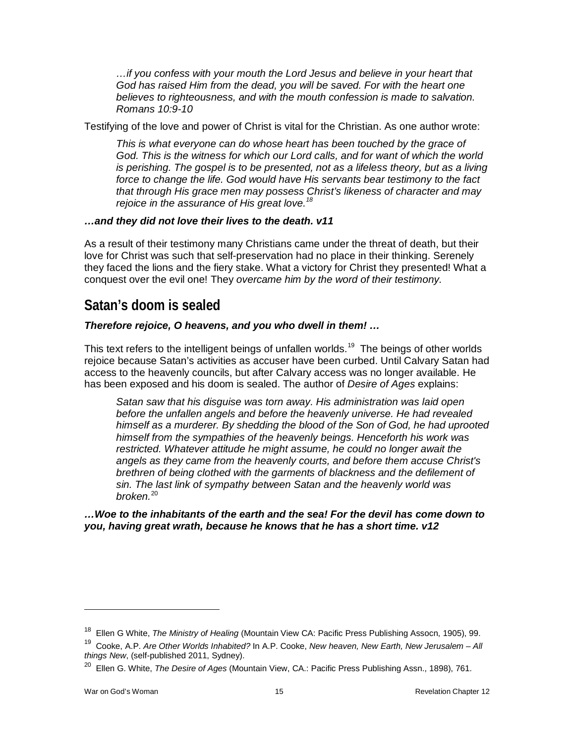*…if you confess with your mouth the Lord Jesus and believe in your heart that God has raised Him from the dead, you will be saved. For with the heart one believes to righteousness, and with the mouth confession is made to salvation. Romans 10:9-10*

Testifying of the love and power of Christ is vital for the Christian. As one author wrote:

*This is what everyone can do whose heart has been touched by the grace of God. This is the witness for which our Lord calls, and for want of which the world is perishing. The gospel is to be presented, not as a lifeless theory, but as a living force to change the life. God would have His servants bear testimony to the fact that through His grace men may possess Christ's likeness of character and may rejoice in the assurance of His great love.*[18]

***…and they did not love their lives to the death. v11***

As a result of their testimony many Christians came under the threat of death, but their love for Christ was such that self-preservation had no place in their thinking. Serenely they faced the lions and the fiery stake. What a victory for Christ they presented! What a conquest over the evil one! They *overcame him by the word of their testimony.*

## Satan's doom is sealed

***Therefore rejoice, O heavens, and you who dwell in them! …***

This text refers to the intelligent beings of unfallen worlds.[19] The beings of other worlds rejoice because Satan's activities as accuser have been curbed. Until Calvary Satan had access to the heavenly councils, but after Calvary access was no longer available. He has been exposed and his doom is sealed. The author of *Desire of Ages* explains:

*Satan saw that his disguise was torn away. His administration was laid open before the unfallen angels and before the heavenly universe. He had revealed himself as a murderer. By shedding the blood of the Son of God, he had uprooted himself from the sympathies of the heavenly beings. Henceforth his work was restricted. Whatever attitude he might assume, he could no longer await the angels as they came from the heavenly courts, and before them accuse Christ's brethren of being clothed with the garments of blackness and the defilement of sin. The last link of sympathy between Satan and the heavenly world was broken.*[20]

***…Woe to the inhabitants of the earth and the sea! For the devil has come down to you, having great wrath, because he knows that he has a short time. v12***

---

[18] Ellen G White, *The Ministry of Healing* (Mountain View CA: Pacific Press Publishing Assocn, 1905), 99.

[19] Cooke, A.P. *Are Other Worlds Inhabited?* In A.P. Cooke, *New heaven, New Earth, New Jerusalem – All things New*, (self-published 2011, Sydney).

[20] Ellen G. White, *The Desire of Ages* (Mountain View, CA.: Pacific Press Publishing Assn., 1898), 761.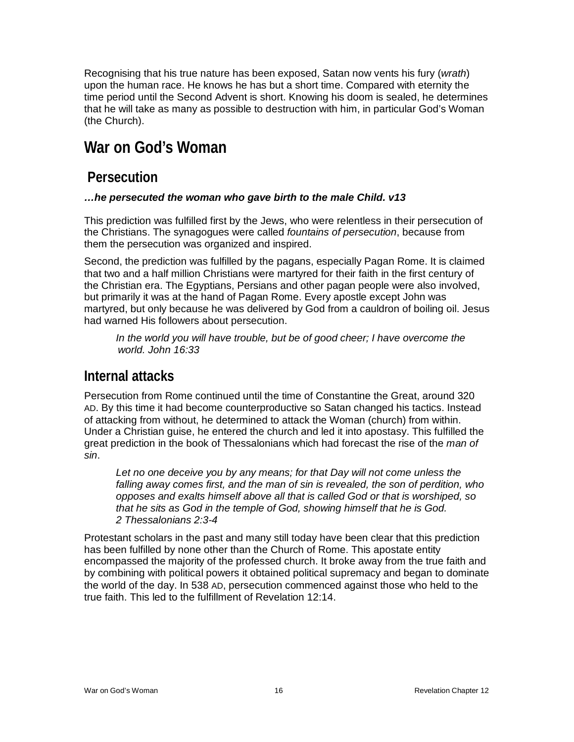Recognising that his true nature has been exposed, Satan now vents his fury (*wrath*) upon the human race. He knows he has but a short time. Compared with eternity the time period until the Second Advent is short. Knowing his doom is sealed, he determines that he will take as many as possible to destruction with him, in particular God's Woman (the Church).

# War on God's Woman

## Persecution

***…he persecuted the woman who gave birth to the male Child. v13***

This prediction was fulfilled first by the Jews, who were relentless in their persecution of the Christians. The synagogues were called *fountains of persecution*, because from them the persecution was organized and inspired.

Second, the prediction was fulfilled by the pagans, especially Pagan Rome. It is claimed that two and a half million Christians were martyred for their faith in the first century of the Christian era. The Egyptians, Persians and other pagan people were also involved, but primarily it was at the hand of Pagan Rome. Every apostle except John was martyred, but only because he was delivered by God from a cauldron of boiling oil. Jesus had warned His followers about persecution.

> *In the world you will have trouble, but be of good cheer; I have overcome the world. John 16:33*

## Internal attacks

Persecution from Rome continued until the time of Constantine the Great, around 320 AD. By this time it had become counterproductive so Satan changed his tactics. Instead of attacking from without, he determined to attack the Woman (church) from within. Under a Christian guise, he entered the church and led it into apostasy. This fulfilled the great prediction in the book of Thessalonians which had forecast the rise of the *man of sin*.

> *Let no one deceive you by any means; for that Day will not come unless the falling away comes first, and the man of sin is revealed, the son of perdition, who opposes and exalts himself above all that is called God or that is worshiped, so that he sits as God in the temple of God, showing himself that he is God. 2 Thessalonians 2:3-4*

Protestant scholars in the past and many still today have been clear that this prediction has been fulfilled by none other than the Church of Rome. This apostate entity encompassed the majority of the professed church. It broke away from the true faith and by combining with political powers it obtained political supremacy and began to dominate the world of the day. In 538 AD, persecution commenced against those who held to the true faith. This led to the fulfillment of Revelation 12:14.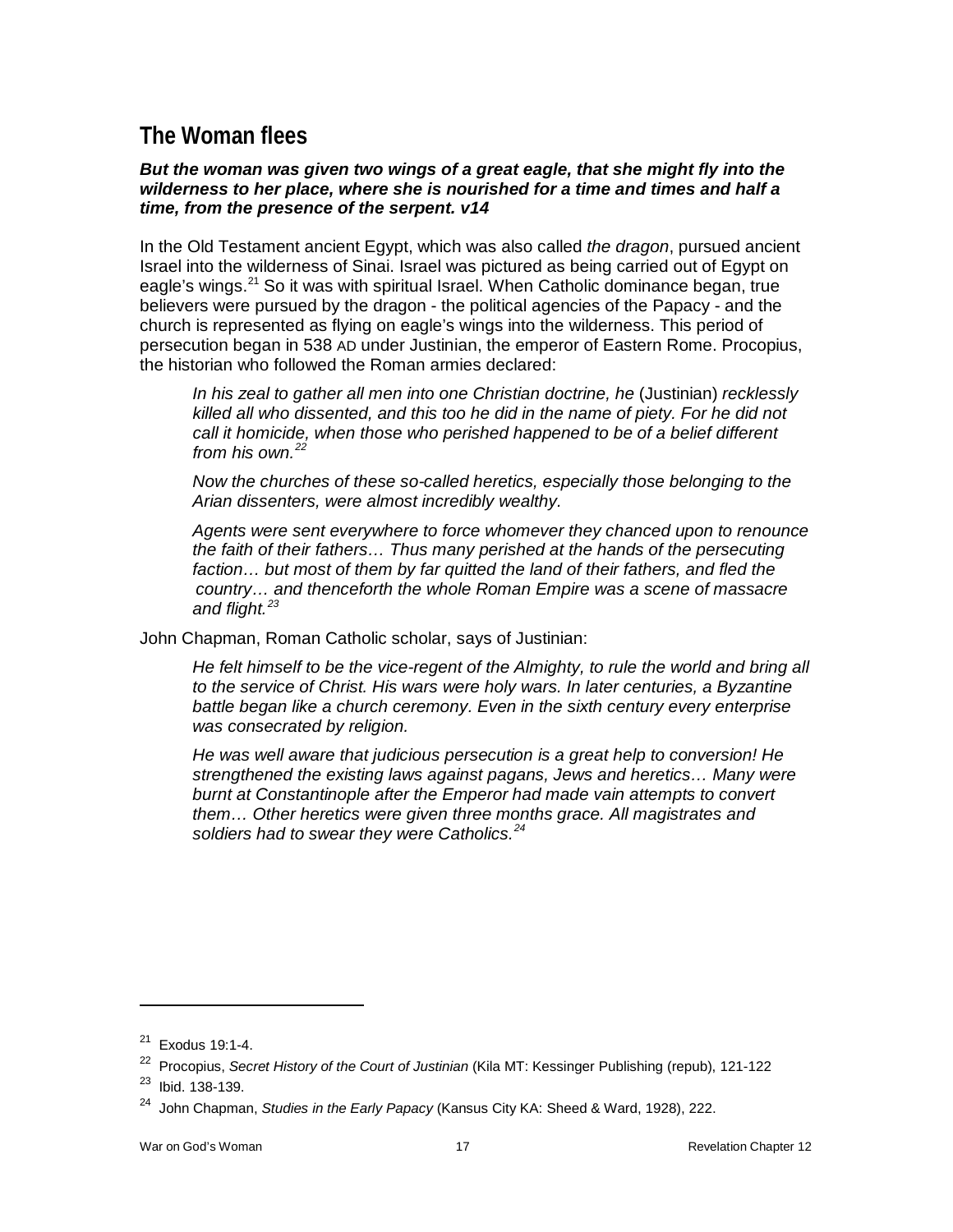## The Woman flees

***But the woman was given two wings of a great eagle, that she might fly into the wilderness to her place, where she is nourished for a time and times and half a time, from the presence of the serpent. v14***

In the Old Testament ancient Egypt, which was also called *the dragon*, pursued ancient Israel into the wilderness of Sinai. Israel was pictured as being carried out of Egypt on eagle's wings.[21] So it was with spiritual Israel. When Catholic dominance began, true believers were pursued by the dragon - the political agencies of the Papacy - and the church is represented as flying on eagle's wings into the wilderness. This period of persecution began in 538 AD under Justinian, the emperor of Eastern Rome. Procopius, the historian who followed the Roman armies declared:

> *In his zeal to gather all men into one Christian doctrine, he* (Justinian) *recklessly killed all who dissented, and this too he did in the name of piety. For he did not call it homicide, when those who perished happened to be of a belief different from his own.*[22]
>
> *Now the churches of these so-called heretics, especially those belonging to the Arian dissenters, were almost incredibly wealthy.*
>
> *Agents were sent everywhere to force whomever they chanced upon to renounce the faith of their fathers… Thus many perished at the hands of the persecuting faction… but most of them by far quitted the land of their fathers, and fled the country… and thenceforth the whole Roman Empire was a scene of massacre and flight.*[23]

John Chapman, Roman Catholic scholar, says of Justinian:

> *He felt himself to be the vice-regent of the Almighty, to rule the world and bring all to the service of Christ. His wars were holy wars. In later centuries, a Byzantine battle began like a church ceremony. Even in the sixth century every enterprise was consecrated by religion.*
>
> *He was well aware that judicious persecution is a great help to conversion! He strengthened the existing laws against pagans, Jews and heretics… Many were burnt at Constantinople after the Emperor had made vain attempts to convert them… Other heretics were given three months grace. All magistrates and soldiers had to swear they were Catholics.*[24]

---

[21] Exodus 19:1-4.

[22] Procopius, *Secret History of the Court of Justinian* (Kila MT: Kessinger Publishing (repub), 121-122

[23] Ibid. 138-139.

[24] John Chapman, *Studies in the Early Papacy* (Kansus City KA: Sheed & Ward, 1928), 222.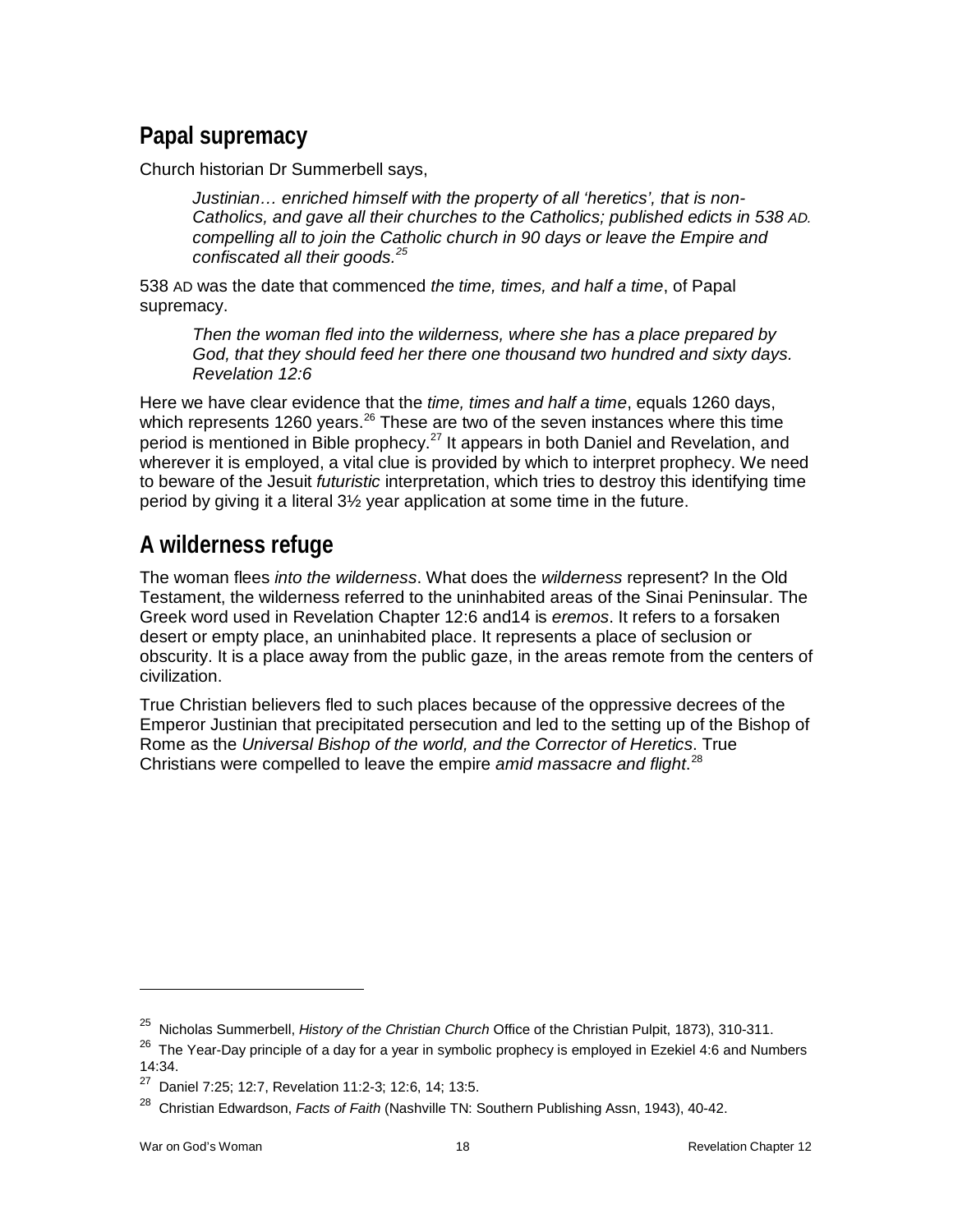## Papal supremacy

Church historian Dr Summerbell says,

> *Justinian… enriched himself with the property of all 'heretics', that is non-Catholics, and gave all their churches to the Catholics; published edicts in 538 AD. compelling all to join the Catholic church in 90 days or leave the Empire and confiscated all their goods.*[25]

538 AD was the date that commenced *the time, times, and half a time*, of Papal supremacy.

> *Then the woman fled into the wilderness, where she has a place prepared by God, that they should feed her there one thousand two hundred and sixty days. Revelation 12:6*

Here we have clear evidence that the *time, times and half a time*, equals 1260 days, which represents 1260 years.[26] These are two of the seven instances where this time period is mentioned in Bible prophecy.[27] It appears in both Daniel and Revelation, and wherever it is employed, a vital clue is provided by which to interpret prophecy. We need to beware of the Jesuit *futuristic* interpretation, which tries to destroy this identifying time period by giving it a literal 3½ year application at some time in the future.

## A wilderness refuge

The woman flees *into the wilderness*. What does the *wilderness* represent? In the Old Testament, the wilderness referred to the uninhabited areas of the Sinai Peninsular. The Greek word used in Revelation Chapter 12:6 and14 is *eremos*. It refers to a forsaken desert or empty place, an uninhabited place. It represents a place of seclusion or obscurity. It is a place away from the public gaze, in the areas remote from the centers of civilization.

True Christian believers fled to such places because of the oppressive decrees of the Emperor Justinian that precipitated persecution and led to the setting up of the Bishop of Rome as the *Universal Bishop of the world, and the Corrector of Heretics*. True Christians were compelled to leave the empire *amid massacre and flight*.[28]

---

[25] Nicholas Summerbell, *History of the Christian Church* Office of the Christian Pulpit, 1873), 310-311.

[26] The Year-Day principle of a day for a year in symbolic prophecy is employed in Ezekiel 4:6 and Numbers 14:34.

[27] Daniel 7:25; 12:7, Revelation 11:2-3; 12:6, 14; 13:5.

[28] Christian Edwardson, *Facts of Faith* (Nashville TN: Southern Publishing Assn, 1943), 40-42.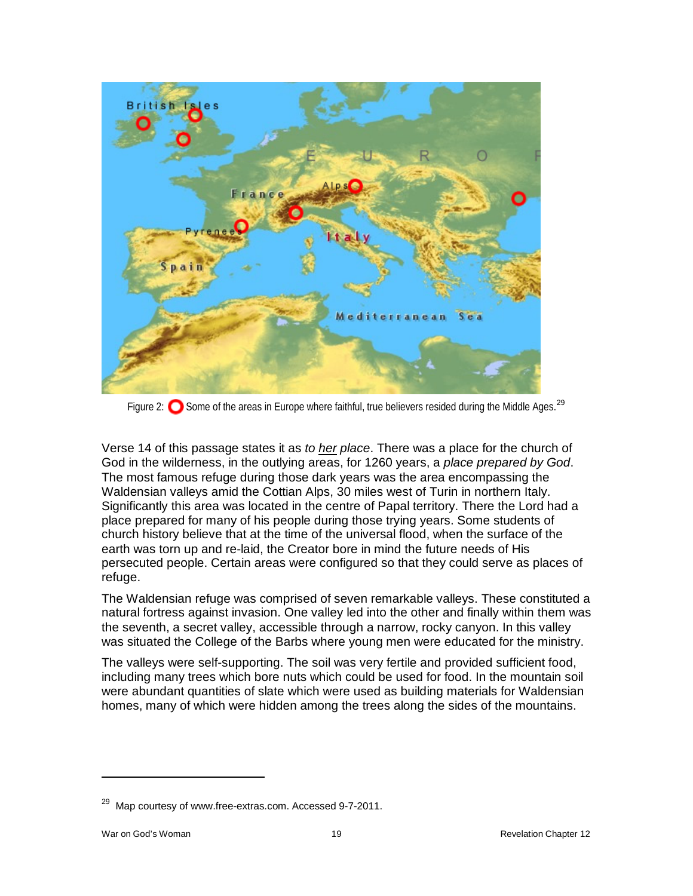Figure 2: Some of the areas in Europe where faithful, true believers resided during the Middle Ages.[29]

Verse 14 of this passage states it as *to her place*. There was a place for the church of God in the wilderness, in the outlying areas, for 1260 years, a *place prepared by God*. The most famous refuge during those dark years was the area encompassing the Waldensian valleys amid the Cottian Alps, 30 miles west of Turin in northern Italy. Significantly this area was located in the centre of Papal territory. There the Lord had a place prepared for many of his people during those trying years. Some students of church history believe that at the time of the universal flood, when the surface of the earth was torn up and re-laid, the Creator bore in mind the future needs of His persecuted people. Certain areas were configured so that they could serve as places of refuge.

The Waldensian refuge was comprised of seven remarkable valleys. These constituted a natural fortress against invasion. One valley led into the other and finally within them was the seventh, a secret valley, accessible through a narrow, rocky canyon. In this valley was situated the College of the Barbs where young men were educated for the ministry.

The valleys were self-supporting. The soil was very fertile and provided sufficient food, including many trees which bore nuts which could be used for food. In the mountain soil were abundant quantities of slate which were used as building materials for Waldensian homes, many of which were hidden among the trees along the sides of the mountains.

---

[29] Map courtesy of www.free-extras.com. Accessed 9-7-2011.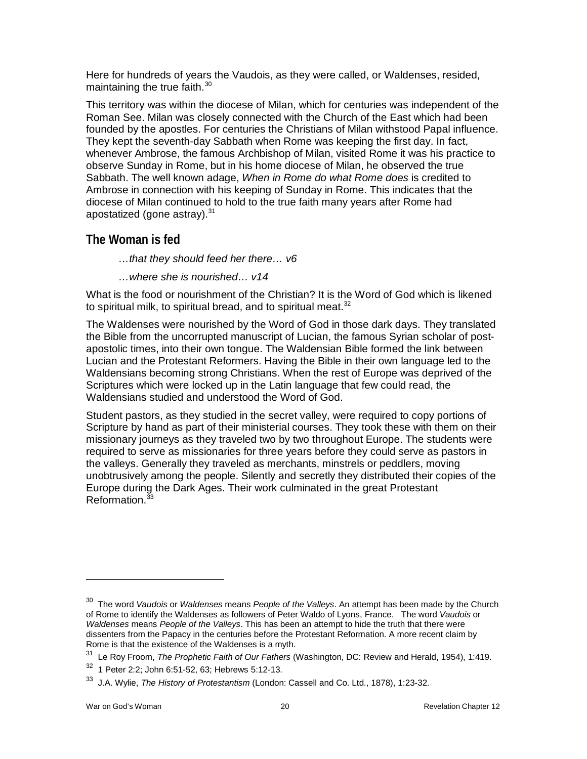Here for hundreds of years the Vaudois, as they were called, or Waldenses, resided, maintaining the true faith.[30]

This territory was within the diocese of Milan, which for centuries was independent of the Roman See. Milan was closely connected with the Church of the East which had been founded by the apostles. For centuries the Christians of Milan withstood Papal influence. They kept the seventh-day Sabbath when Rome was keeping the first day. In fact, whenever Ambrose, the famous Archbishop of Milan, visited Rome it was his practice to observe Sunday in Rome, but in his home diocese of Milan, he observed the true Sabbath. The well known adage, *When in Rome do what Rome does* is credited to Ambrose in connection with his keeping of Sunday in Rome. This indicates that the diocese of Milan continued to hold to the true faith many years after Rome had apostatized (gone astray).[31]

## The Woman is fed

> *…that they should feed her there… v6*
>
> *…where she is nourished… v14*

What is the food or nourishment of the Christian? It is the Word of God which is likened to spiritual milk, to spiritual bread, and to spiritual meat.[32]

The Waldenses were nourished by the Word of God in those dark days. They translated the Bible from the uncorrupted manuscript of Lucian, the famous Syrian scholar of post-apostolic times, into their own tongue. The Waldensian Bible formed the link between Lucian and the Protestant Reformers. Having the Bible in their own language led to the Waldensians becoming strong Christians. When the rest of Europe was deprived of the Scriptures which were locked up in the Latin language that few could read, the Waldensians studied and understood the Word of God.

Student pastors, as they studied in the secret valley, were required to copy portions of Scripture by hand as part of their ministerial courses. They took these with them on their missionary journeys as they traveled two by two throughout Europe. The students were required to serve as missionaries for three years before they could serve as pastors in the valleys. Generally they traveled as merchants, minstrels or peddlers, moving unobtrusively among the people. Silently and secretly they distributed their copies of the Europe during the Dark Ages. Their work culminated in the great Protestant Reformation.[33]

---

[30] The word *Vaudois* or *Waldenses* means *People of the Valleys*. An attempt has been made by the Church of Rome to identify the Waldenses as followers of Peter Waldo of Lyons, France. The word *Vaudois* or *Waldenses* means *People of the Valleys*. This has been an attempt to hide the truth that there were dissenters from the Papacy in the centuries before the Protestant Reformation. A more recent claim by Rome is that the existence of the Waldenses is a myth.

[31] Le Roy Froom, *The Prophetic Faith of Our Fathers* (Washington, DC: Review and Herald, 1954), 1:419.

[32] 1 Peter 2:2; John 6:51-52, 63; Hebrews 5:12-13.

[33] J.A. Wylie, *The History of Protestantism* (London: Cassell and Co. Ltd., 1878), 1:23-32.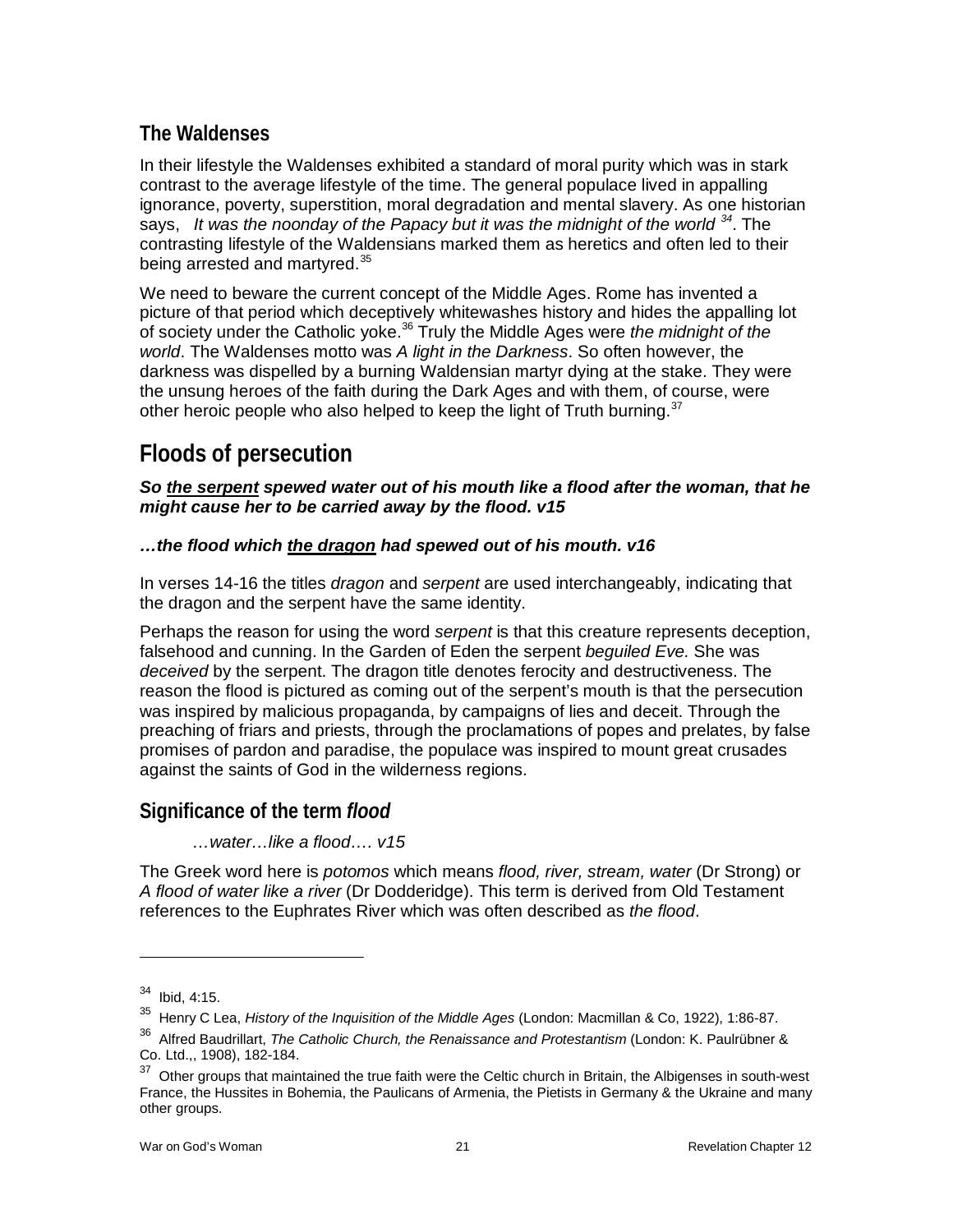## The Waldenses

In their lifestyle the Waldenses exhibited a standard of moral purity which was in stark contrast to the average lifestyle of the time. The general populace lived in appalling ignorance, poverty, superstition, moral degradation and mental slavery. As one historian says, *It was the noonday of the Papacy but it was the midnight of the world* [34]. The contrasting lifestyle of the Waldensians marked them as heretics and often led to their being arrested and martyred.[35]

We need to beware the current concept of the Middle Ages. Rome has invented a picture of that period which deceptively whitewashes history and hides the appalling lot of society under the Catholic yoke.[36] Truly the Middle Ages were *the midnight of the world*. The Waldenses motto was *A light in the Darkness*. So often however, the darkness was dispelled by a burning Waldensian martyr dying at the stake. They were the unsung heroes of the faith during the Dark Ages and with them, of course, were other heroic people who also helped to keep the light of Truth burning.[37]

# Floods of persecution

***So <u>the serpent</u> spewed water out of his mouth like a flood after the woman, that he might cause her to be carried away by the flood. v15***

***…the flood which <u>the dragon</u> had spewed out of his mouth. v16***

In verses 14-16 the titles *dragon* and *serpent* are used interchangeably, indicating that the dragon and the serpent have the same identity.

Perhaps the reason for using the word *serpent* is that this creature represents deception, falsehood and cunning. In the Garden of Eden the serpent *beguiled Eve.* She was *deceived* by the serpent. The dragon title denotes ferocity and destructiveness. The reason the flood is pictured as coming out of the serpent's mouth is that the persecution was inspired by malicious propaganda, by campaigns of lies and deceit. Through the preaching of friars and priests, through the proclamations of popes and prelates, by false promises of pardon and paradise, the populace was inspired to mount great crusades against the saints of God in the wilderness regions.

## Significance of the term *flood*

*…water…like a flood…. v15*

The Greek word here is *potomos* which means *flood, river, stream, water* (Dr Strong) or *A flood of water like a river* (Dr Dodderidge). This term is derived from Old Testament references to the Euphrates River which was often described as *the flood*.

---

[34] Ibid, 4:15.

[35] Henry C Lea, *History of the Inquisition of the Middle Ages* (London: Macmillan & Co, 1922), 1:86-87.

[36] Alfred Baudrillart, *The Catholic Church, the Renaissance and Protestantism* (London: K. Paulrübner & Co. Ltd.,, 1908), 182-184.

[37] Other groups that maintained the true faith were the Celtic church in Britain, the Albigenses in south-west France, the Hussites in Bohemia, the Paulicans of Armenia, the Pietists in Germany & the Ukraine and many other groups.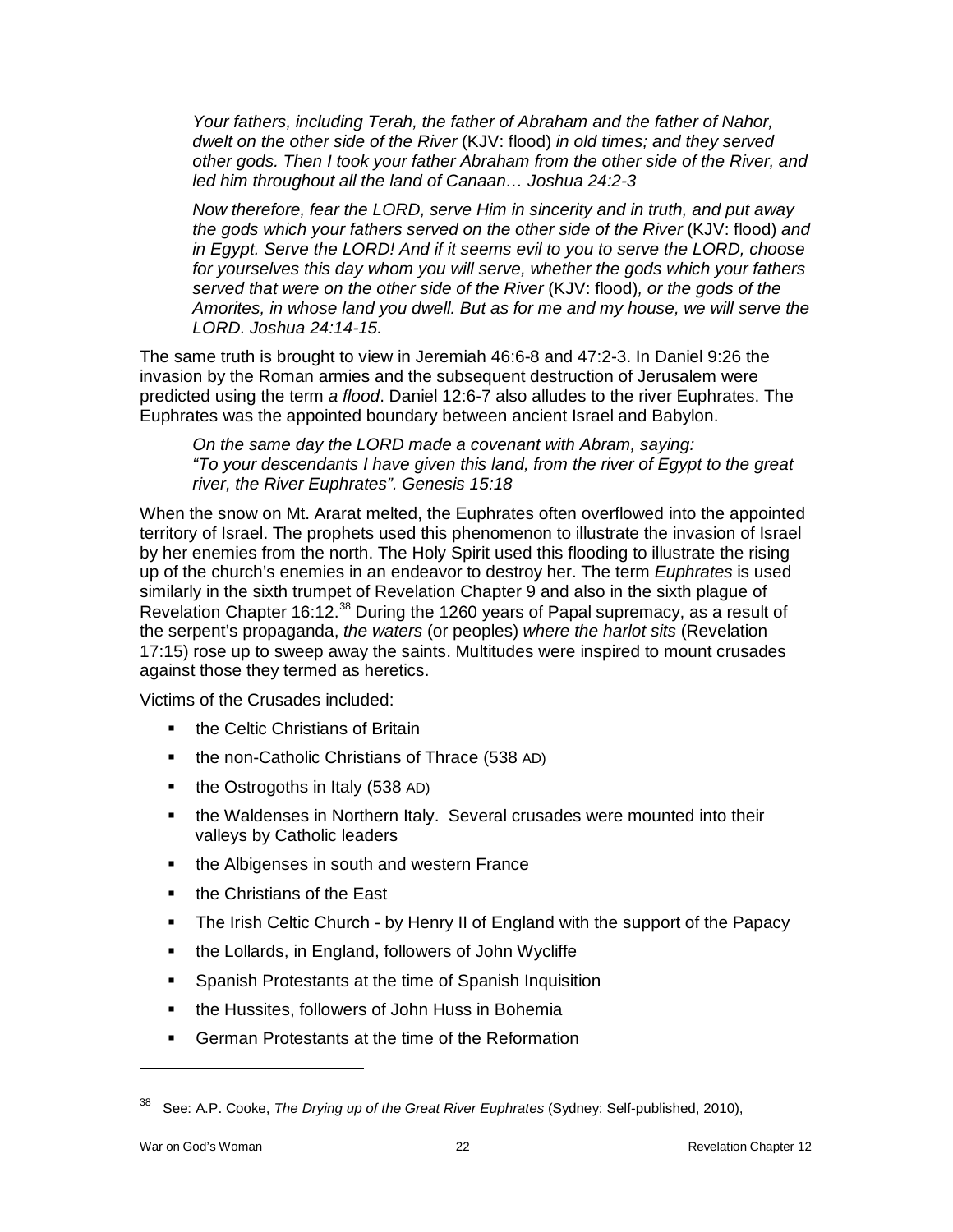> *Your fathers, including Terah, the father of Abraham and the father of Nahor, dwelt on the other side of the River* (KJV: flood) *in old times; and they served other gods. Then I took your father Abraham from the other side of the River, and led him throughout all the land of Canaan… Joshua 24:2-3*

> *Now therefore, fear the LORD, serve Him in sincerity and in truth, and put away the gods which your fathers served on the other side of the River* (KJV: flood) *and in Egypt. Serve the LORD! And if it seems evil to you to serve the LORD, choose for yourselves this day whom you will serve, whether the gods which your fathers served that were on the other side of the River* (KJV: flood)*, or the gods of the Amorites, in whose land you dwell. But as for me and my house, we will serve the LORD. Joshua 24:14-15.*

The same truth is brought to view in Jeremiah 46:6-8 and 47:2-3. In Daniel 9:26 the invasion by the Roman armies and the subsequent destruction of Jerusalem were predicted using the term *a flood*. Daniel 12:6-7 also alludes to the river Euphrates. The Euphrates was the appointed boundary between ancient Israel and Babylon.

> *On the same day the LORD made a covenant with Abram, saying: "To your descendants I have given this land, from the river of Egypt to the great river, the River Euphrates". Genesis 15:18*

When the snow on Mt. Ararat melted, the Euphrates often overflowed into the appointed territory of Israel. The prophets used this phenomenon to illustrate the invasion of Israel by her enemies from the north. The Holy Spirit used this flooding to illustrate the rising up of the church's enemies in an endeavor to destroy her. The term *Euphrates* is used similarly in the sixth trumpet of Revelation Chapter 9 and also in the sixth plague of Revelation Chapter 16:12.[38] During the 1260 years of Papal supremacy, as a result of the serpent's propaganda, *the waters* (or peoples) *where the harlot sits* (Revelation 17:15) rose up to sweep away the saints. Multitudes were inspired to mount crusades against those they termed as heretics.

Victims of the Crusades included:

- the Celtic Christians of Britain
- the non-Catholic Christians of Thrace (538 AD)
- the Ostrogoths in Italy (538 AD)
- the Waldenses in Northern Italy. Several crusades were mounted into their valleys by Catholic leaders
- the Albigenses in south and western France
- the Christians of the East
- The Irish Celtic Church - by Henry II of England with the support of the Papacy
- the Lollards, in England, followers of John Wycliffe
- Spanish Protestants at the time of Spanish Inquisition
- the Hussites, followers of John Huss in Bohemia
- German Protestants at the time of the Reformation

---

[38] See: A.P. Cooke, *The Drying up of the Great River Euphrates* (Sydney: Self-published, 2010),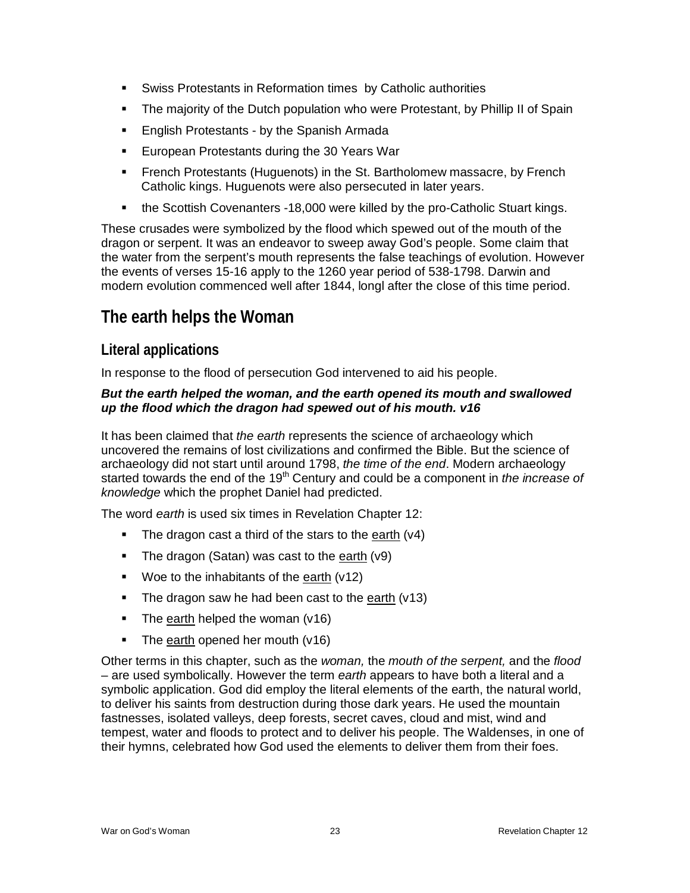- Swiss Protestants in Reformation times by Catholic authorities
- The majority of the Dutch population who were Protestant, by Phillip II of Spain
- English Protestants - by the Spanish Armada
- European Protestants during the 30 Years War
- French Protestants (Huguenots) in the St. Bartholomew massacre, by French Catholic kings. Huguenots were also persecuted in later years.
- the Scottish Covenanters -18,000 were killed by the pro-Catholic Stuart kings.

These crusades were symbolized by the flood which spewed out of the mouth of the dragon or serpent. It was an endeavor to sweep away God's people. Some claim that the water from the serpent's mouth represents the false teachings of evolution. However the events of verses 15-16 apply to the 1260 year period of 538-1798. Darwin and modern evolution commenced well after 1844, longl after the close of this time period.

## The earth helps the Woman

### Literal applications

In response to the flood of persecution God intervened to aid his people.

***But the earth helped the woman, and the earth opened its mouth and swallowed up the flood which the dragon had spewed out of his mouth. v16***

It has been claimed that *the earth* represents the science of archaeology which uncovered the remains of lost civilizations and confirmed the Bible. But the science of archaeology did not start until around 1798, *the time of the end*. Modern archaeology started towards the end of the 19th Century and could be a component in *the increase of knowledge* which the prophet Daniel had predicted.

The word *earth* is used six times in Revelation Chapter 12:

- The dragon cast a third of the stars to the earth (v4)
- The dragon (Satan) was cast to the earth (v9)
- Woe to the inhabitants of the earth (v12)
- The dragon saw he had been cast to the earth (v13)
- The earth helped the woman (v16)
- The earth opened her mouth (v16)

Other terms in this chapter, such as the *woman,* the *mouth of the serpent,* and the *flood* – are used symbolically. However the term *earth* appears to have both a literal and a symbolic application. God did employ the literal elements of the earth, the natural world, to deliver his saints from destruction during those dark years. He used the mountain fastnesses, isolated valleys, deep forests, secret caves, cloud and mist, wind and tempest, water and floods to protect and to deliver his people. The Waldenses, in one of their hymns, celebrated how God used the elements to deliver them from their foes.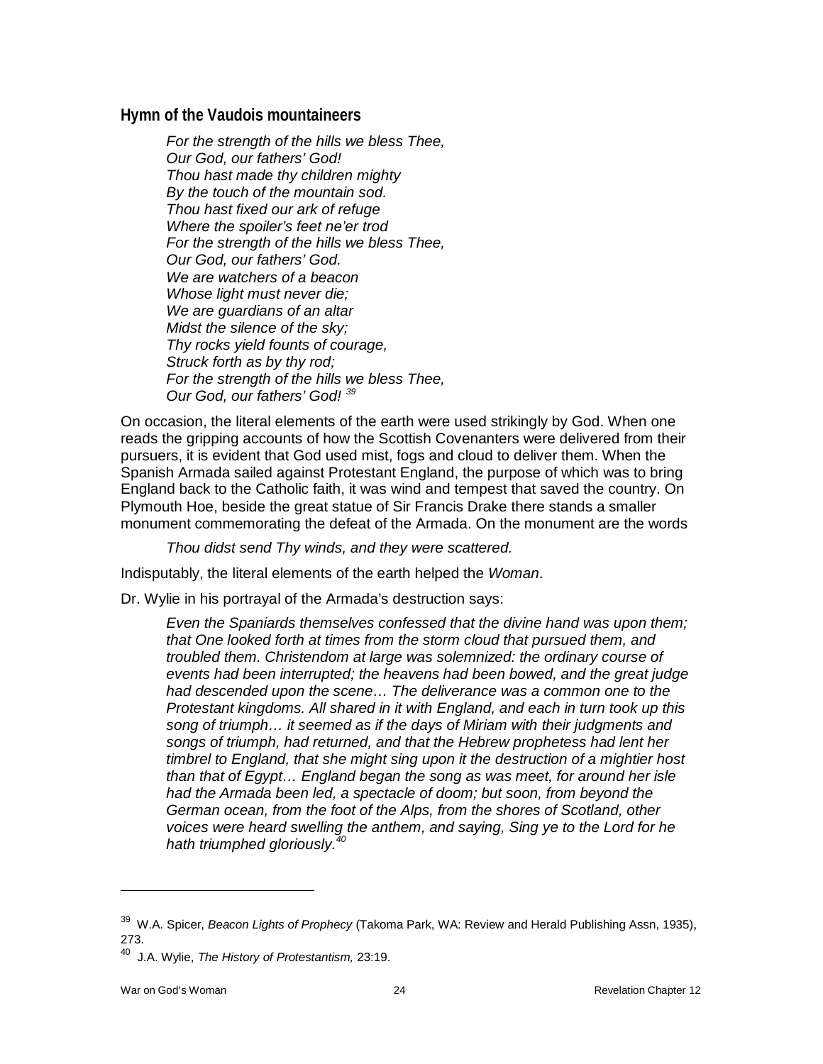## Hymn of the Vaudois mountaineers

> *For the strength of the hills we bless Thee,*
> *Our God, our fathers' God!*
> *Thou hast made thy children mighty*
> *By the touch of the mountain sod.*
> *Thou hast fixed our ark of refuge*
> *Where the spoiler's feet ne'er trod*
> *For the strength of the hills we bless Thee,*
> *Our God, our fathers' God.*
> *We are watchers of a beacon*
> *Whose light must never die;*
> *We are guardians of an altar*
> *Midst the silence of the sky;*
> *Thy rocks yield founts of courage,*
> *Struck forth as by thy rod;*
> *For the strength of the hills we bless Thee,*
> *Our God, our fathers' God!* [39]

On occasion, the literal elements of the earth were used strikingly by God. When one reads the gripping accounts of how the Scottish Covenanters were delivered from their pursuers, it is evident that God used mist, fogs and cloud to deliver them. When the Spanish Armada sailed against Protestant England, the purpose of which was to bring England back to the Catholic faith, it was wind and tempest that saved the country. On Plymouth Hoe, beside the great statue of Sir Francis Drake there stands a smaller monument commemorating the defeat of the Armada. On the monument are the words

> *Thou didst send Thy winds, and they were scattered.*

Indisputably, the literal elements of the earth helped the *Woman*.

Dr. Wylie in his portrayal of the Armada's destruction says:

> *Even the Spaniards themselves confessed that the divine hand was upon them; that One looked forth at times from the storm cloud that pursued them, and troubled them. Christendom at large was solemnized: the ordinary course of events had been interrupted; the heavens had been bowed, and the great judge had descended upon the scene… The deliverance was a common one to the Protestant kingdoms. All shared in it with England, and each in turn took up this song of triumph… it seemed as if the days of Miriam with their judgments and songs of triumph, had returned, and that the Hebrew prophetess had lent her timbrel to England, that she might sing upon it the destruction of a mightier host than that of Egypt… England began the song as was meet, for around her isle had the Armada been led, a spectacle of doom; but soon, from beyond the German ocean, from the foot of the Alps, from the shores of Scotland, other voices were heard swelling the anthem, and saying, Sing ye to the Lord for he hath triumphed gloriously.* [40]

---

[39] W.A. Spicer, *Beacon Lights of Prophecy* (Takoma Park, WA: Review and Herald Publishing Assn, 1935), 273.

[40] J.A. Wylie, *The History of Protestantism,* 23:19.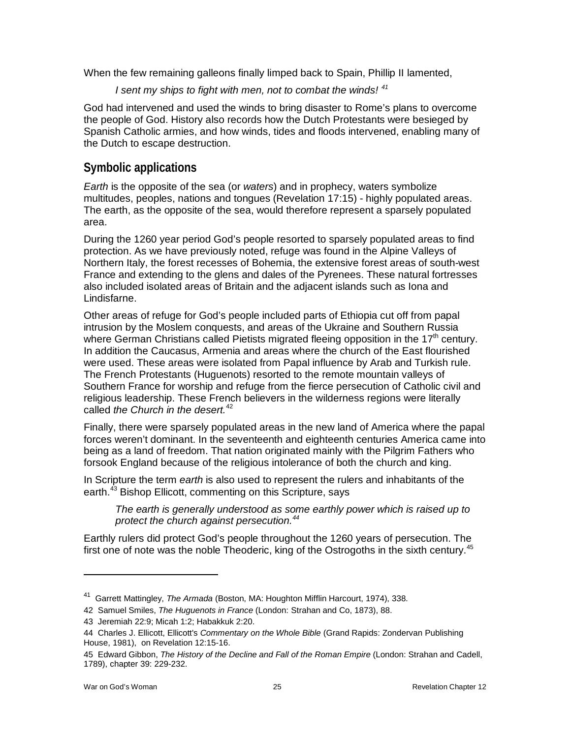When the few remaining galleons finally limped back to Spain, Phillip II lamented,

> *I sent my ships to fight with men, not to combat the winds!* [41]

God had intervened and used the winds to bring disaster to Rome's plans to overcome the people of God. History also records how the Dutch Protestants were besieged by Spanish Catholic armies, and how winds, tides and floods intervened, enabling many of the Dutch to escape destruction.

## Symbolic applications

*Earth* is the opposite of the sea (or *waters*) and in prophecy, waters symbolize multitudes, peoples, nations and tongues (Revelation 17:15) - highly populated areas. The earth, as the opposite of the sea, would therefore represent a sparsely populated area.

During the 1260 year period God's people resorted to sparsely populated areas to find protection. As we have previously noted, refuge was found in the Alpine Valleys of Northern Italy, the forest recesses of Bohemia, the extensive forest areas of south-west France and extending to the glens and dales of the Pyrenees. These natural fortresses also included isolated areas of Britain and the adjacent islands such as Iona and Lindisfarne.

Other areas of refuge for God's people included parts of Ethiopia cut off from papal intrusion by the Moslem conquests, and areas of the Ukraine and Southern Russia where German Christians called Pietists migrated fleeing opposition in the 17th century. In addition the Caucasus, Armenia and areas where the church of the East flourished were used. These areas were isolated from Papal influence by Arab and Turkish rule. The French Protestants (Huguenots) resorted to the remote mountain valleys of Southern France for worship and refuge from the fierce persecution of Catholic civil and religious leadership. These French believers in the wilderness regions were literally called *the Church in the desert.*[42]

Finally, there were sparsely populated areas in the new land of America where the papal forces weren't dominant. In the seventeenth and eighteenth centuries America came into being as a land of freedom. That nation originated mainly with the Pilgrim Fathers who forsook England because of the religious intolerance of both the church and king.

In Scripture the term *earth* is also used to represent the rulers and inhabitants of the earth.[43] Bishop Ellicott, commenting on this Scripture, says

> *The earth is generally understood as some earthly power which is raised up to protect the church against persecution.*[44]

Earthly rulers did protect God's people throughout the 1260 years of persecution. The first one of note was the noble Theoderic, king of the Ostrogoths in the sixth century.[45]

---

41 Garrett Mattingley, *The Armada* (Boston, MA: Houghton Mifflin Harcourt, 1974), 338.

42 Samuel Smiles, *The Huguenots in France* (London: Strahan and Co, 1873), 88.

43 Jeremiah 22:9; Micah 1:2; Habakkuk 2:20.

44 Charles J. Ellicott, Ellicott's *Commentary on the Whole Bible* (Grand Rapids: Zondervan Publishing House, 1981), on Revelation 12:15-16.

45 Edward Gibbon, *The History of the Decline and Fall of the Roman Empire* (London: Strahan and Cadell, 1789), chapter 39: 229-232.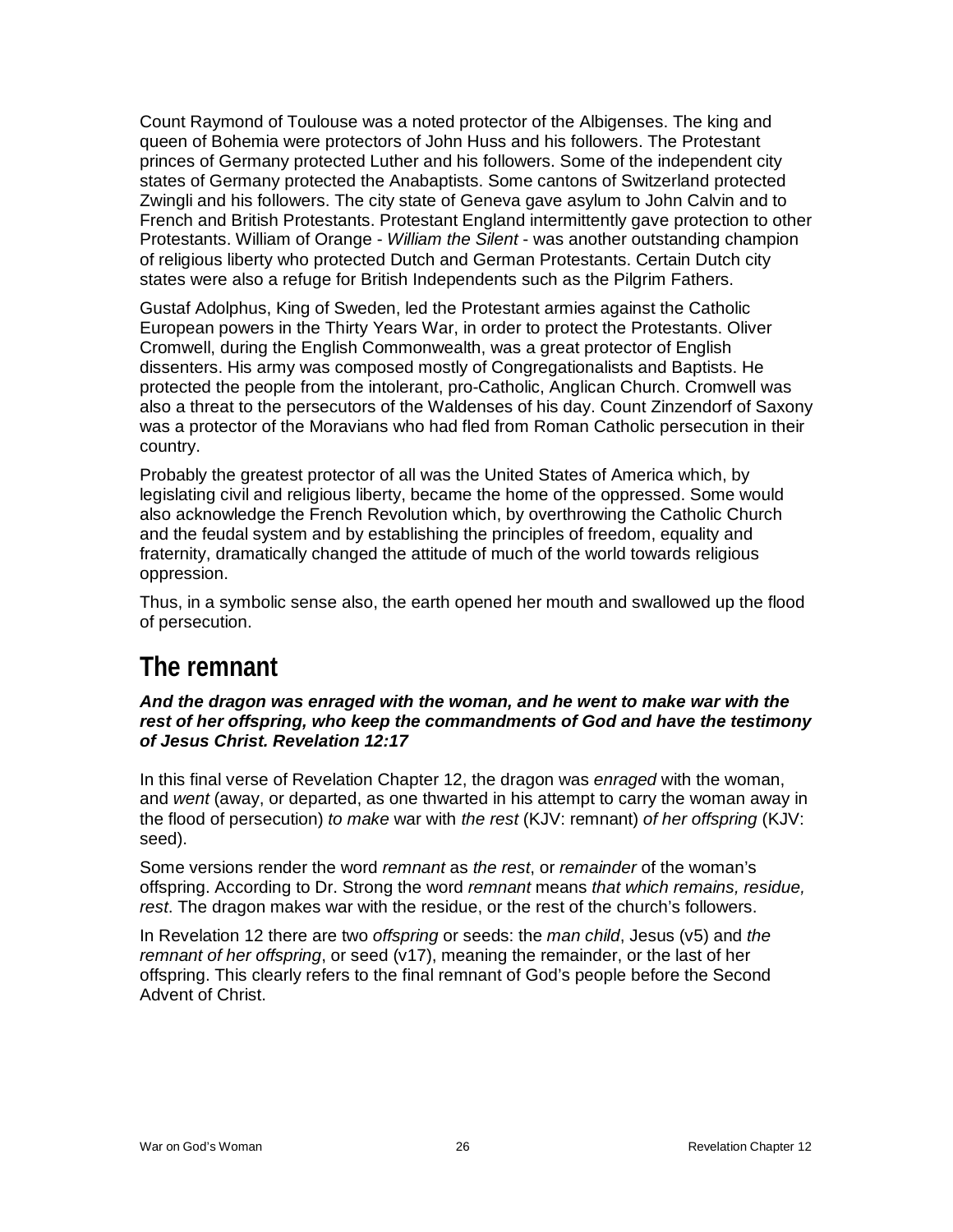Count Raymond of Toulouse was a noted protector of the Albigenses. The king and queen of Bohemia were protectors of John Huss and his followers. The Protestant princes of Germany protected Luther and his followers. Some of the independent city states of Germany protected the Anabaptists. Some cantons of Switzerland protected Zwingli and his followers. The city state of Geneva gave asylum to John Calvin and to French and British Protestants. Protestant England intermittently gave protection to other Protestants. William of Orange - *William the Silent* - was another outstanding champion of religious liberty who protected Dutch and German Protestants. Certain Dutch city states were also a refuge for British Independents such as the Pilgrim Fathers.

Gustaf Adolphus, King of Sweden, led the Protestant armies against the Catholic European powers in the Thirty Years War, in order to protect the Protestants. Oliver Cromwell, during the English Commonwealth, was a great protector of English dissenters. His army was composed mostly of Congregationalists and Baptists. He protected the people from the intolerant, pro-Catholic, Anglican Church. Cromwell was also a threat to the persecutors of the Waldenses of his day. Count Zinzendorf of Saxony was a protector of the Moravians who had fled from Roman Catholic persecution in their country.

Probably the greatest protector of all was the United States of America which, by legislating civil and religious liberty, became the home of the oppressed. Some would also acknowledge the French Revolution which, by overthrowing the Catholic Church and the feudal system and by establishing the principles of freedom, equality and fraternity, dramatically changed the attitude of much of the world towards religious oppression.

Thus, in a symbolic sense also, the earth opened her mouth and swallowed up the flood of persecution.

## The remnant

***And the dragon was enraged with the woman, and he went to make war with the rest of her offspring, who keep the commandments of God and have the testimony of Jesus Christ. Revelation 12:17***

In this final verse of Revelation Chapter 12, the dragon was *enraged* with the woman, and *went* (away, or departed, as one thwarted in his attempt to carry the woman away in the flood of persecution) *to make* war with *the rest* (KJV: remnant) *of her offspring* (KJV: seed).

Some versions render the word *remnant* as *the rest*, or *remainder* of the woman's offspring. According to Dr. Strong the word *remnant* means *that which remains, residue, rest*. The dragon makes war with the residue, or the rest of the church's followers.

In Revelation 12 there are two *offspring* or seeds: the *man child*, Jesus (v5) and *the remnant of her offspring*, or seed (v17), meaning the remainder, or the last of her offspring. This clearly refers to the final remnant of God's people before the Second Advent of Christ.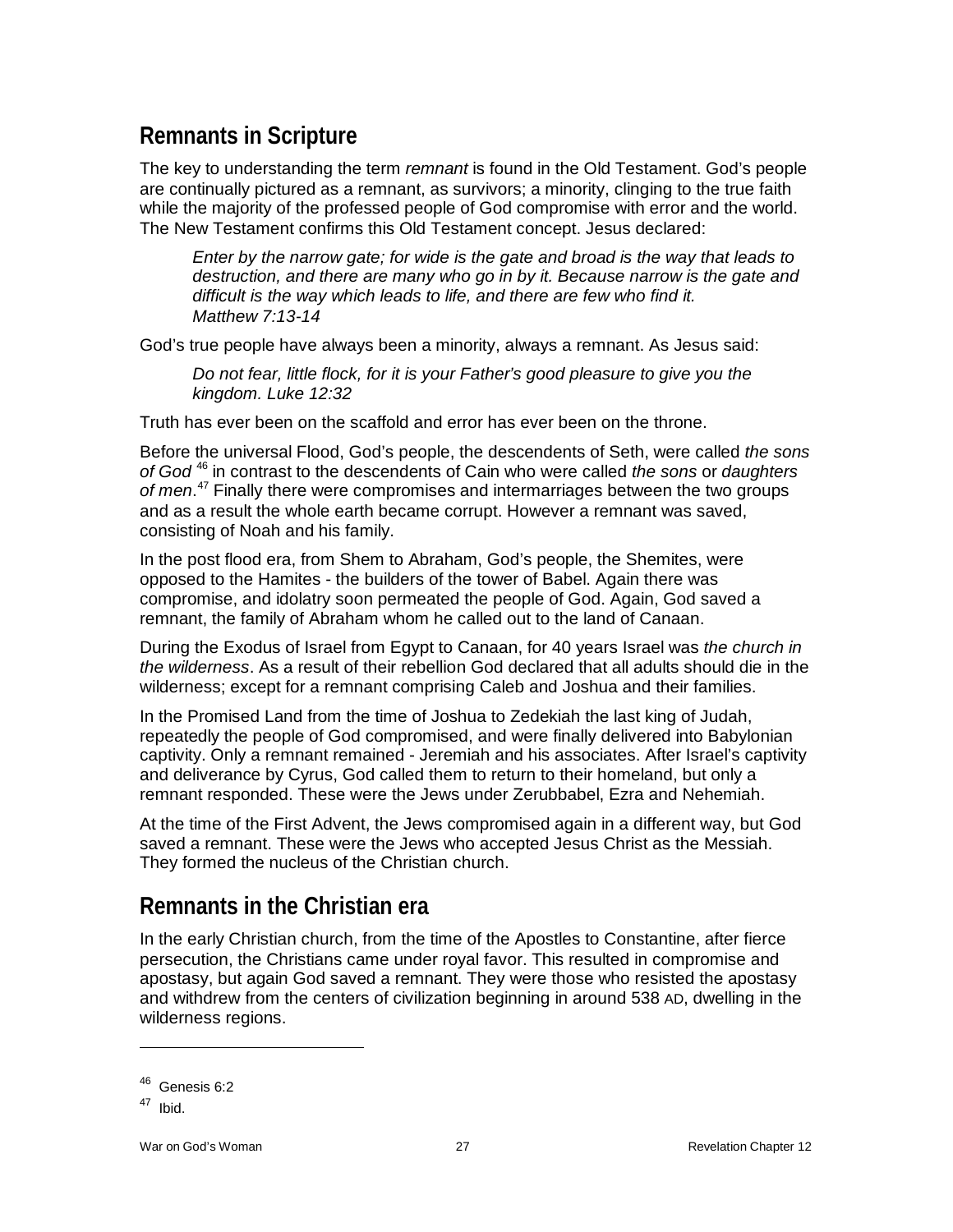## Remnants in Scripture

The key to understanding the term *remnant* is found in the Old Testament. God's people are continually pictured as a remnant, as survivors; a minority, clinging to the true faith while the majority of the professed people of God compromise with error and the world. The New Testament confirms this Old Testament concept. Jesus declared:

> *Enter by the narrow gate; for wide is the gate and broad is the way that leads to destruction, and there are many who go in by it. Because narrow is the gate and difficult is the way which leads to life, and there are few who find it. Matthew 7:13-14*

God's true people have always been a minority, always a remnant. As Jesus said:

> *Do not fear, little flock, for it is your Father's good pleasure to give you the kingdom. Luke 12:32*

Truth has ever been on the scaffold and error has ever been on the throne.

Before the universal Flood, God's people, the descendents of Seth, were called *the sons of God* [46] in contrast to the descendents of Cain who were called *the sons* or *daughters of men*.[47] Finally there were compromises and intermarriages between the two groups and as a result the whole earth became corrupt. However a remnant was saved, consisting of Noah and his family.

In the post flood era, from Shem to Abraham, God's people, the Shemites, were opposed to the Hamites - the builders of the tower of Babel. Again there was compromise, and idolatry soon permeated the people of God. Again, God saved a remnant, the family of Abraham whom he called out to the land of Canaan.

During the Exodus of Israel from Egypt to Canaan, for 40 years Israel was *the church in the wilderness*. As a result of their rebellion God declared that all adults should die in the wilderness; except for a remnant comprising Caleb and Joshua and their families.

In the Promised Land from the time of Joshua to Zedekiah the last king of Judah, repeatedly the people of God compromised, and were finally delivered into Babylonian captivity. Only a remnant remained - Jeremiah and his associates. After Israel's captivity and deliverance by Cyrus, God called them to return to their homeland, but only a remnant responded. These were the Jews under Zerubbabel, Ezra and Nehemiah.

At the time of the First Advent, the Jews compromised again in a different way, but God saved a remnant. These were the Jews who accepted Jesus Christ as the Messiah. They formed the nucleus of the Christian church.

## Remnants in the Christian era

In the early Christian church, from the time of the Apostles to Constantine, after fierce persecution, the Christians came under royal favor. This resulted in compromise and apostasy, but again God saved a remnant. They were those who resisted the apostasy and withdrew from the centers of civilization beginning in around 538 AD, dwelling in the wilderness regions.

---

[46] Genesis 6:2

[47] Ibid.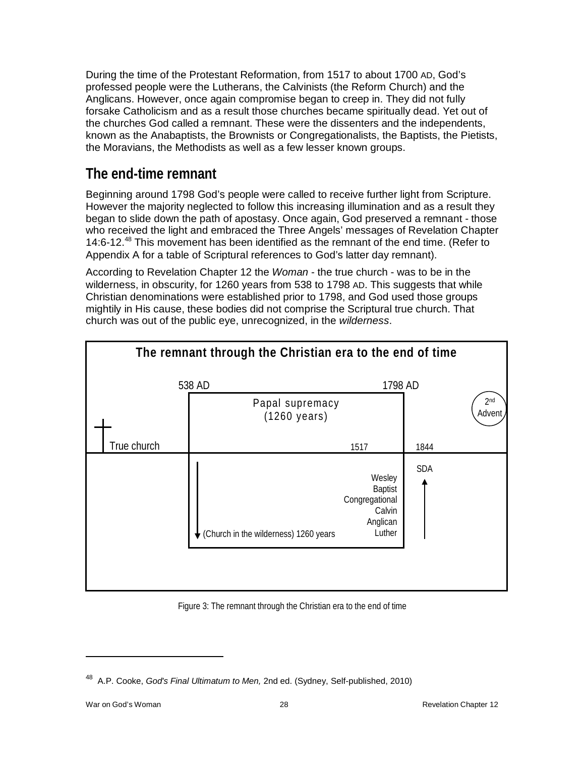During the time of the Protestant Reformation, from 1517 to about 1700 AD, God's professed people were the Lutherans, the Calvinists (the Reform Church) and the Anglicans. However, once again compromise began to creep in. They did not fully forsake Catholicism and as a result those churches became spiritually dead. Yet out of the churches God called a remnant. These were the dissenters and the independents, known as the Anabaptists, the Brownists or Congregationalists, the Baptists, the Pietists, the Moravians, the Methodists as well as a few lesser known groups.

## The end-time remnant

Beginning around 1798 God's people were called to receive further light from Scripture. However the majority neglected to follow this increasing illumination and as a result they began to slide down the path of apostasy. Once again, God preserved a remnant - those who received the light and embraced the Three Angels' messages of Revelation Chapter 14:6-12.[48] This movement has been identified as the remnant of the end time. (Refer to Appendix A for a table of Scriptural references to God's latter day remnant).

According to Revelation Chapter 12 the *Woman* - the true church - was to be in the wilderness, in obscurity, for 1260 years from 538 to 1798 AD. This suggests that while Christian denominations were established prior to 1798, and God used those groups mightily in His cause, these bodies did not comprise the Scriptural true church. That church was out of the public eye, unrecognized, in the *wilderness*.

**The remnant through the Christian era to the end of time**

538 AD — 1798 AD

Papal supremacy (1260 years)

True church — 1517 — 1844 — 2nd Advent

(Church in the wilderness) 1260 years

Luther, Anglican, Calvin, Congregational, Baptist, Wesley

SDA

Figure 3: The remnant through the Christian era to the end of time

---

48 A.P. Cooke, *God's Final Ultimatum to Men,* 2nd ed. (Sydney, Self-published, 2010)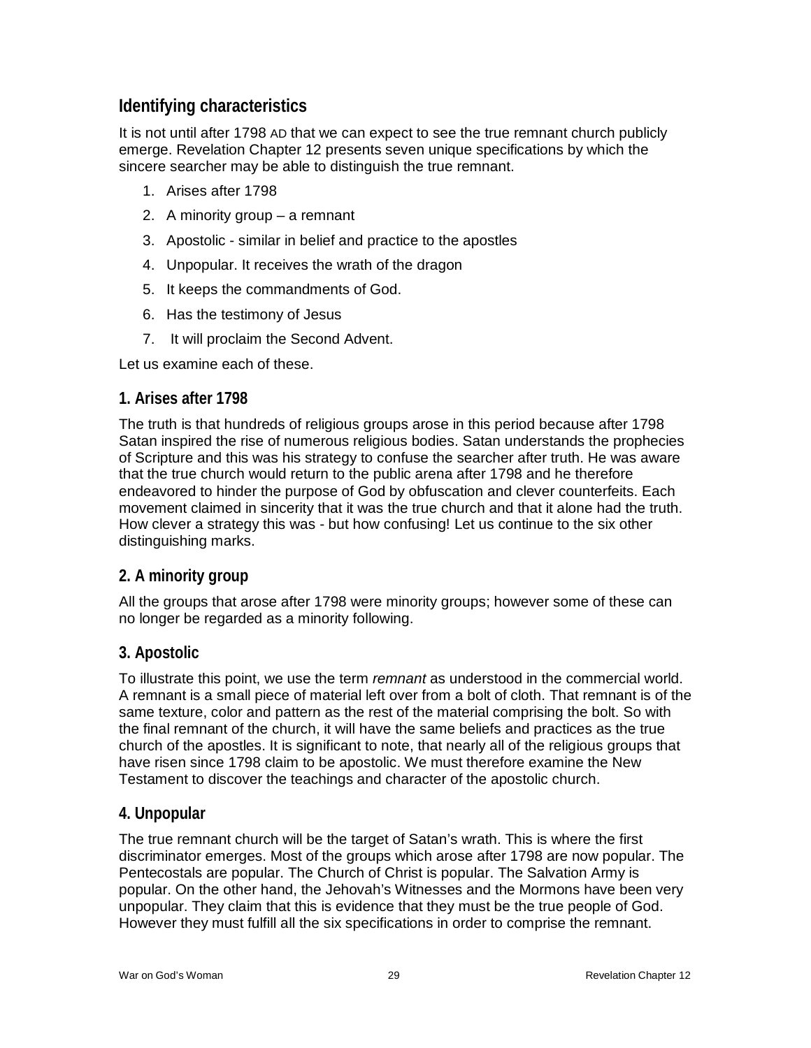## Identifying characteristics

It is not until after 1798 AD that we can expect to see the true remnant church publicly emerge. Revelation Chapter 12 presents seven unique specifications by which the sincere searcher may be able to distinguish the true remnant.

1. Arises after 1798
2. A minority group – a remnant
3. Apostolic - similar in belief and practice to the apostles
4. Unpopular. It receives the wrath of the dragon
5. It keeps the commandments of God.
6. Has the testimony of Jesus
7. It will proclaim the Second Advent.

Let us examine each of these.

### 1. Arises after 1798

The truth is that hundreds of religious groups arose in this period because after 1798 Satan inspired the rise of numerous religious bodies. Satan understands the prophecies of Scripture and this was his strategy to confuse the searcher after truth. He was aware that the true church would return to the public arena after 1798 and he therefore endeavored to hinder the purpose of God by obfuscation and clever counterfeits. Each movement claimed in sincerity that it was the true church and that it alone had the truth. How clever a strategy this was - but how confusing! Let us continue to the six other distinguishing marks.

### 2. A minority group

All the groups that arose after 1798 were minority groups; however some of these can no longer be regarded as a minority following.

### 3. Apostolic

To illustrate this point, we use the term *remnant* as understood in the commercial world. A remnant is a small piece of material left over from a bolt of cloth. That remnant is of the same texture, color and pattern as the rest of the material comprising the bolt. So with the final remnant of the church, it will have the same beliefs and practices as the true church of the apostles. It is significant to note, that nearly all of the religious groups that have risen since 1798 claim to be apostolic. We must therefore examine the New Testament to discover the teachings and character of the apostolic church.

### 4. Unpopular

The true remnant church will be the target of Satan's wrath. This is where the first discriminator emerges. Most of the groups which arose after 1798 are now popular. The Pentecostals are popular. The Church of Christ is popular. The Salvation Army is popular. On the other hand, the Jehovah's Witnesses and the Mormons have been very unpopular. They claim that this is evidence that they must be the true people of God. However they must fulfill all the six specifications in order to comprise the remnant.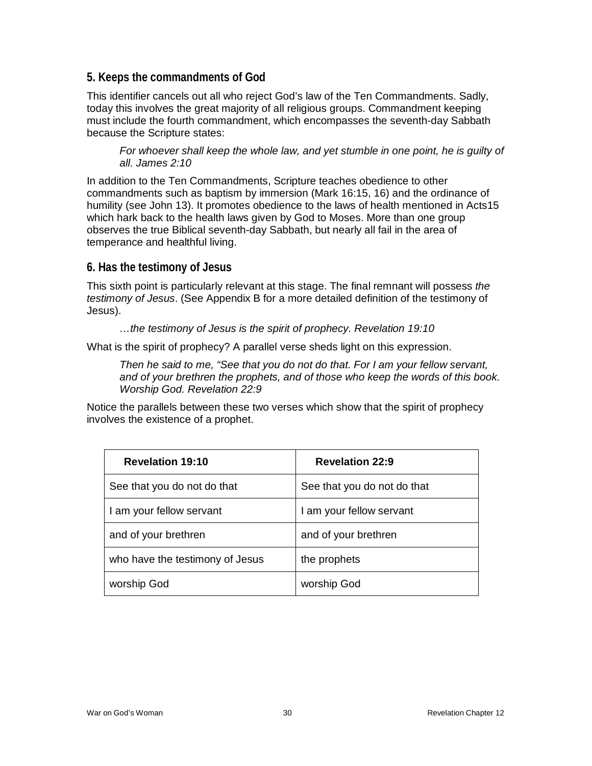## 5. Keeps the commandments of God

This identifier cancels out all who reject God's law of the Ten Commandments. Sadly, today this involves the great majority of all religious groups. Commandment keeping must include the fourth commandment, which encompasses the seventh-day Sabbath because the Scripture states:

> *For whoever shall keep the whole law, and yet stumble in one point, he is guilty of all. James 2:10*

In addition to the Ten Commandments, Scripture teaches obedience to other commandments such as baptism by immersion (Mark 16:15, 16) and the ordinance of humility (see John 13). It promotes obedience to the laws of health mentioned in Acts15 which hark back to the health laws given by God to Moses. More than one group observes the true Biblical seventh-day Sabbath, but nearly all fail in the area of temperance and healthful living.

## 6. Has the testimony of Jesus

This sixth point is particularly relevant at this stage. The final remnant will possess *the testimony of Jesus*. (See Appendix B for a more detailed definition of the testimony of Jesus).

> *…the testimony of Jesus is the spirit of prophecy. Revelation 19:10*

What is the spirit of prophecy? A parallel verse sheds light on this expression.

> *Then he said to me, "See that you do not do that. For I am your fellow servant, and of your brethren the prophets, and of those who keep the words of this book. Worship God. Revelation 22:9*

Notice the parallels between these two verses which show that the spirit of prophecy involves the existence of a prophet.

| Revelation 19:10 | Revelation 22:9 |
|---|---|
| See that you do not do that | See that you do not do that |
| I am your fellow servant | I am your fellow servant |
| and of your brethren | and of your brethren |
| who have the testimony of Jesus | the prophets |
| worship God | worship God |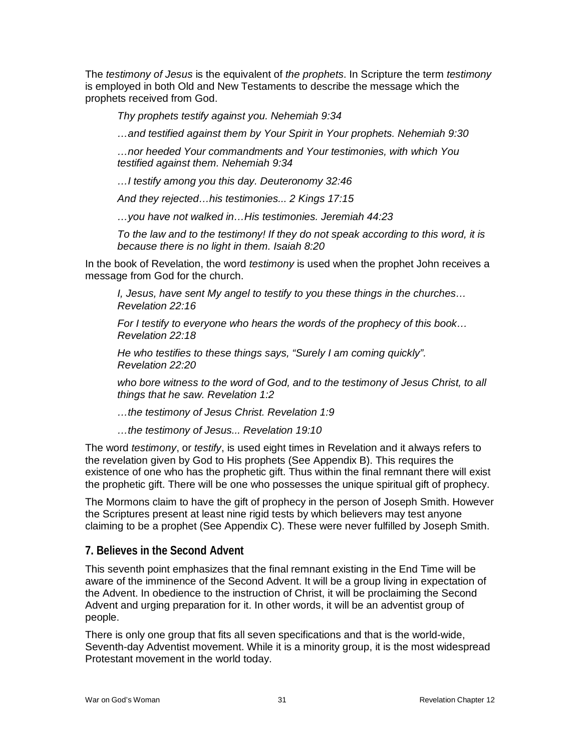The *testimony of Jesus* is the equivalent of *the prophets*. In Scripture the term *testimony* is employed in both Old and New Testaments to describe the message which the prophets received from God.

> *Thy prophets testify against you. Nehemiah 9:34*
>
> *…and testified against them by Your Spirit in Your prophets. Nehemiah 9:30*
>
> *…nor heeded Your commandments and Your testimonies, with which You testified against them. Nehemiah 9:34*
>
> *…I testify among you this day. Deuteronomy 32:46*
>
> *And they rejected…his testimonies... 2 Kings 17:15*
>
> *…you have not walked in…His testimonies. Jeremiah 44:23*
>
> *To the law and to the testimony! If they do not speak according to this word, it is because there is no light in them. Isaiah 8:20*

In the book of Revelation, the word *testimony* is used when the prophet John receives a message from God for the church.

> *I, Jesus, have sent My angel to testify to you these things in the churches… Revelation 22:16*
>
> *For I testify to everyone who hears the words of the prophecy of this book… Revelation 22:18*
>
> *He who testifies to these things says, "Surely I am coming quickly". Revelation 22:20*
>
> *who bore witness to the word of God, and to the testimony of Jesus Christ, to all things that he saw. Revelation 1:2*
>
> *…the testimony of Jesus Christ. Revelation 1:9*
>
> *…the testimony of Jesus... Revelation 19:10*

The word *testimony*, or *testify*, is used eight times in Revelation and it always refers to the revelation given by God to His prophets (See Appendix B). This requires the existence of one who has the prophetic gift. Thus within the final remnant there will exist the prophetic gift. There will be one who possesses the unique spiritual gift of prophecy.

The Mormons claim to have the gift of prophecy in the person of Joseph Smith. However the Scriptures present at least nine rigid tests by which believers may test anyone claiming to be a prophet (See Appendix C). These were never fulfilled by Joseph Smith.

## 7. Believes in the Second Advent

This seventh point emphasizes that the final remnant existing in the End Time will be aware of the imminence of the Second Advent. It will be a group living in expectation of the Advent. In obedience to the instruction of Christ, it will be proclaiming the Second Advent and urging preparation for it. In other words, it will be an adventist group of people.

There is only one group that fits all seven specifications and that is the world-wide, Seventh-day Adventist movement. While it is a minority group, it is the most widespread Protestant movement in the world today.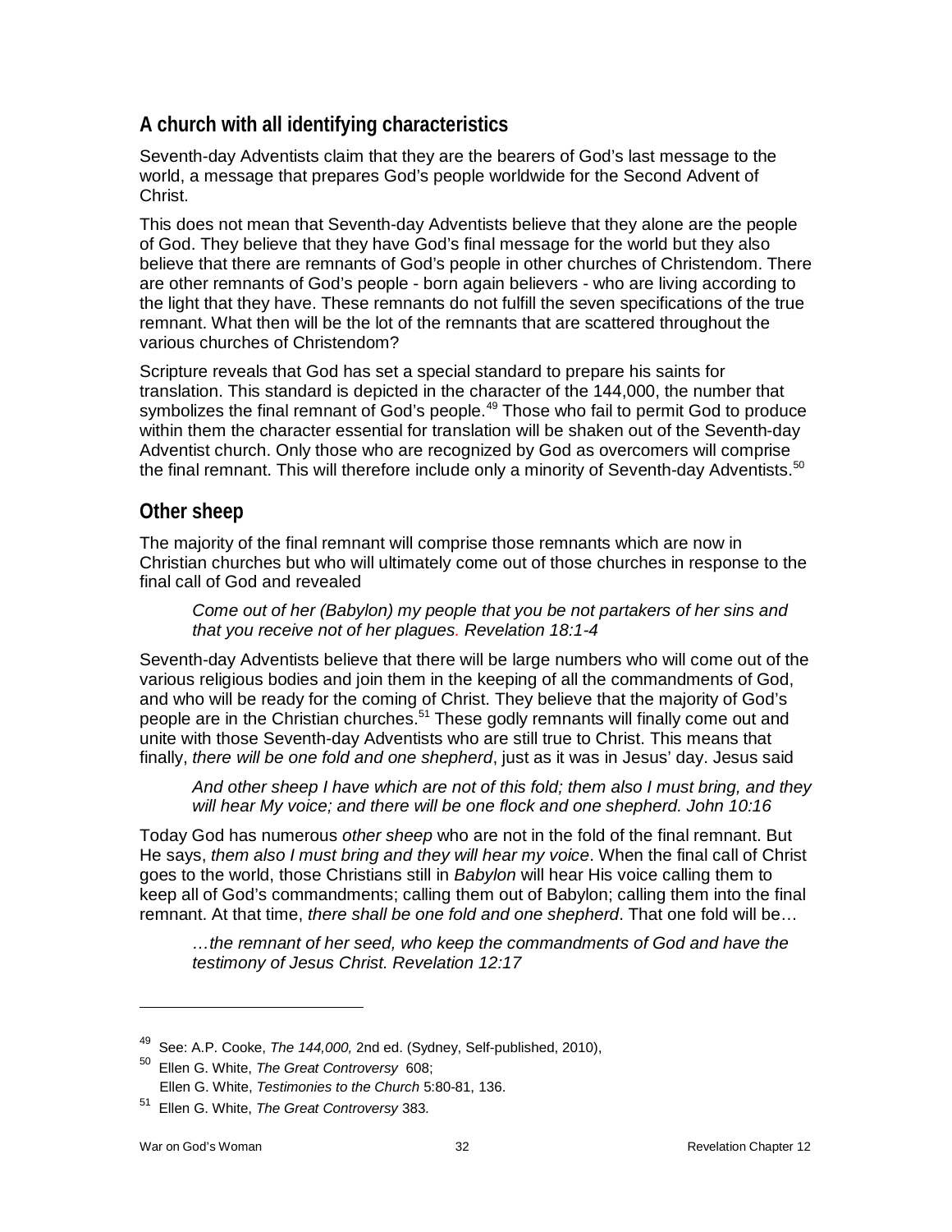## A church with all identifying characteristics

Seventh-day Adventists claim that they are the bearers of God's last message to the world, a message that prepares God's people worldwide for the Second Advent of Christ.

This does not mean that Seventh-day Adventists believe that they alone are the people of God. They believe that they have God's final message for the world but they also believe that there are remnants of God's people in other churches of Christendom. There are other remnants of God's people - born again believers - who are living according to the light that they have. These remnants do not fulfill the seven specifications of the true remnant. What then will be the lot of the remnants that are scattered throughout the various churches of Christendom?

Scripture reveals that God has set a special standard to prepare his saints for translation. This standard is depicted in the character of the 144,000, the number that symbolizes the final remnant of God's people.[49] Those who fail to permit God to produce within them the character essential for translation will be shaken out of the Seventh-day Adventist church. Only those who are recognized by God as overcomers will comprise the final remnant. This will therefore include only a minority of Seventh-day Adventists.[50]

## Other sheep

The majority of the final remnant will comprise those remnants which are now in Christian churches but who will ultimately come out of those churches in response to the final call of God and revealed

> *Come out of her (Babylon) my people that you be not partakers of her sins and that you receive not of her plagues. Revelation 18:1-4*

Seventh-day Adventists believe that there will be large numbers who will come out of the various religious bodies and join them in the keeping of all the commandments of God, and who will be ready for the coming of Christ. They believe that the majority of God's people are in the Christian churches.[51] These godly remnants will finally come out and unite with those Seventh-day Adventists who are still true to Christ. This means that finally, *there will be one fold and one shepherd*, just as it was in Jesus' day. Jesus said

> *And other sheep I have which are not of this fold; them also I must bring, and they will hear My voice; and there will be one flock and one shepherd. John 10:16*

Today God has numerous *other sheep* who are not in the fold of the final remnant. But He says, *them also I must bring and they will hear my voice*. When the final call of Christ goes to the world, those Christians still in *Babylon* will hear His voice calling them to keep all of God's commandments; calling them out of Babylon; calling them into the final remnant. At that time, *there shall be one fold and one shepherd*. That one fold will be…

> *…the remnant of her seed, who keep the commandments of God and have the testimony of Jesus Christ. Revelation 12:17*

---

[49] See: A.P. Cooke, *The 144,000,* 2nd ed. (Sydney, Self-published, 2010),

[50] Ellen G. White, *The Great Controversy* 608;
Ellen G. White, *Testimonies to the Church* 5:80-81, 136.

[51] Ellen G. White, *The Great Controversy* 383.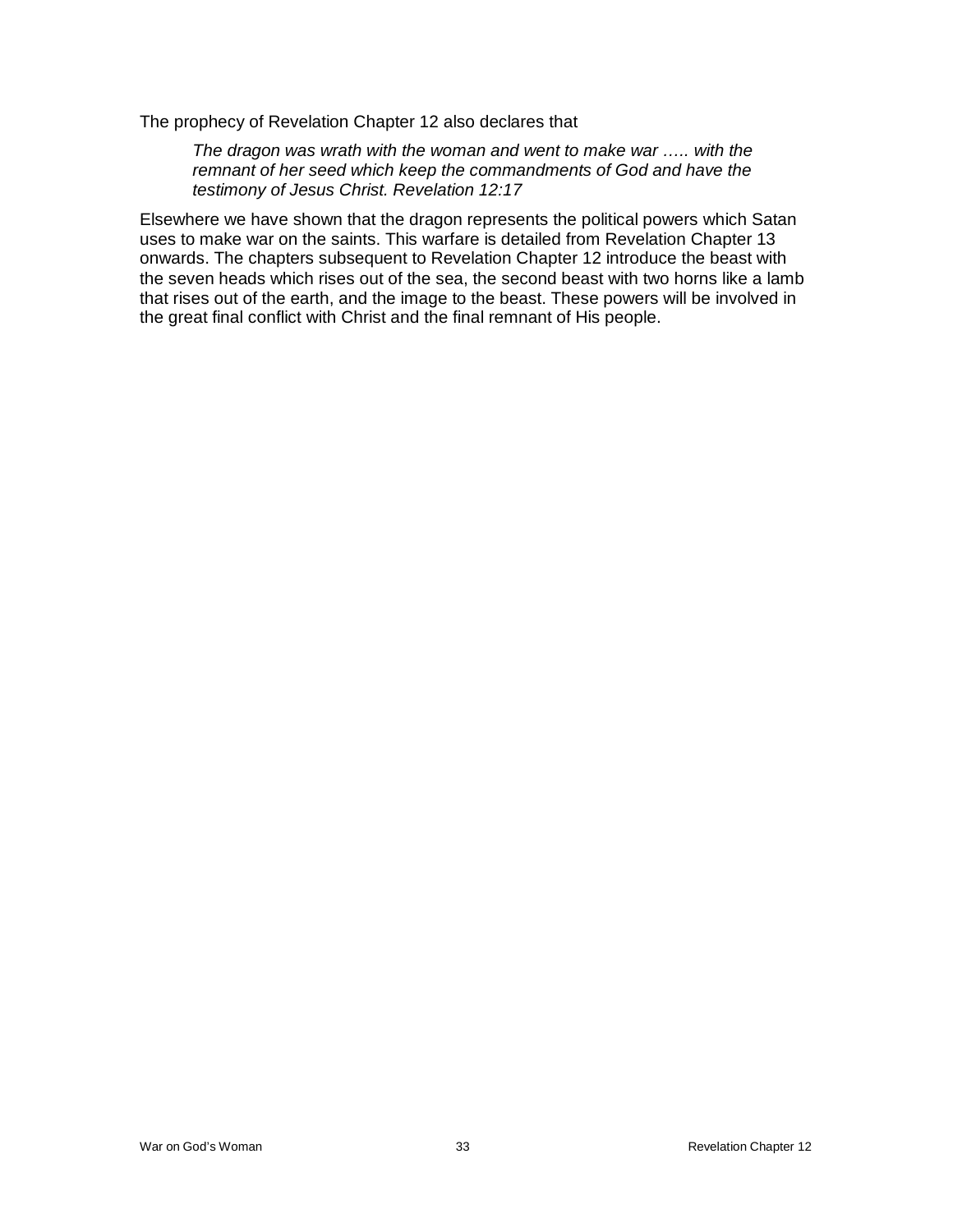The prophecy of Revelation Chapter 12 also declares that

> *The dragon was wrath with the woman and went to make war ….. with the remnant of her seed which keep the commandments of God and have the testimony of Jesus Christ. Revelation 12:17*

Elsewhere we have shown that the dragon represents the political powers which Satan uses to make war on the saints. This warfare is detailed from Revelation Chapter 13 onwards. The chapters subsequent to Revelation Chapter 12 introduce the beast with the seven heads which rises out of the sea, the second beast with two horns like a lamb that rises out of the earth, and the image to the beast. These powers will be involved in the great final conflict with Christ and the final remnant of His people.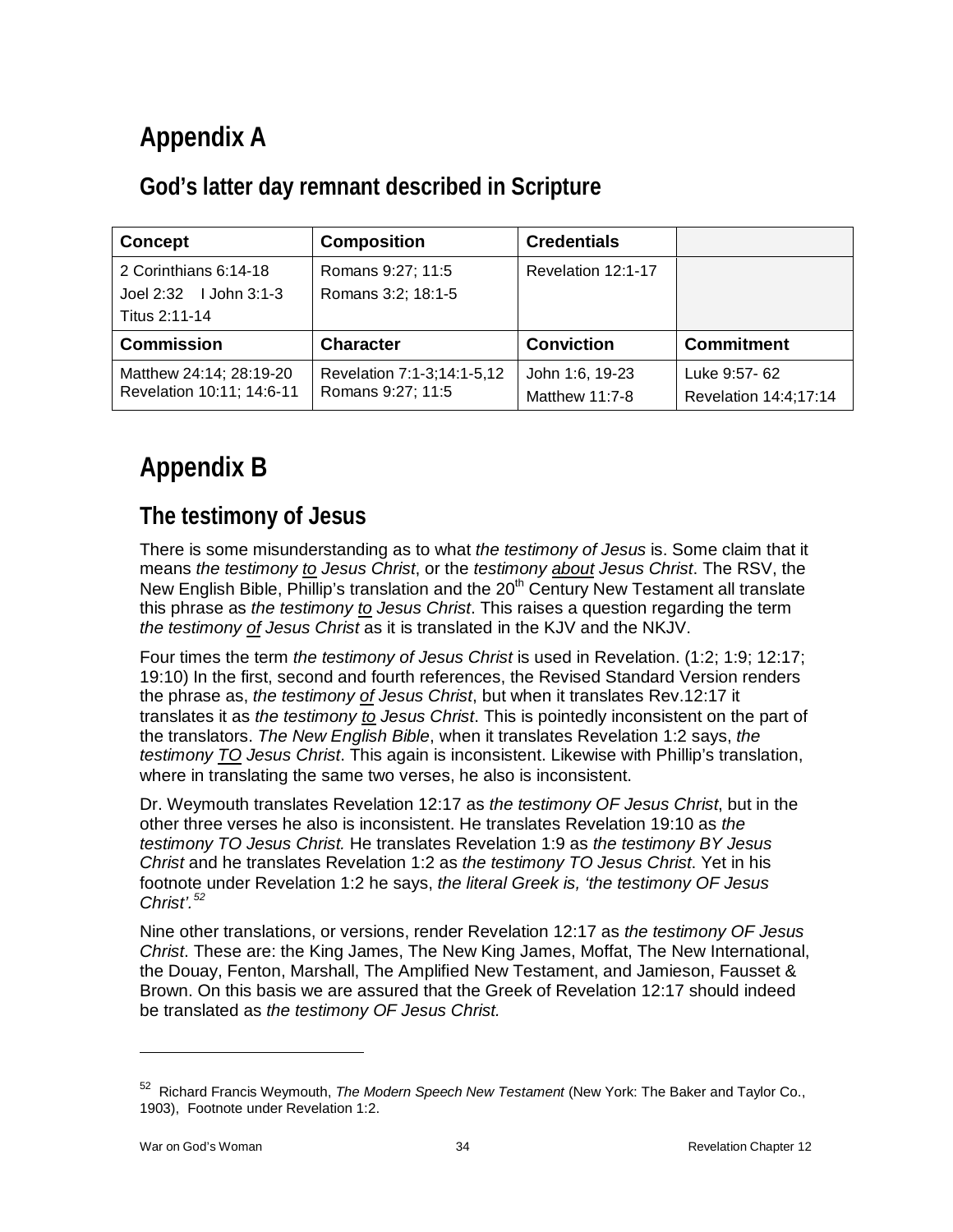# Appendix A

## God's latter day remnant described in Scripture

| Concept | Composition | Credentials | |
|---|---|---|---|
| 2 Corinthians 6:14-18<br>Joel 2:32 I John 3:1-3<br>Titus 2:11-14 | Romans 9:27; 11:5<br>Romans 3:2; 18:1-5 | Revelation 12:1-17 | |
| **Commission** | **Character** | **Conviction** | **Commitment** |
| Matthew 24:14; 28:19-20<br>Revelation 10:11; 14:6-11 | Revelation 7:1-3;14:1-5,12<br>Romans 9:27; 11:5 | John 1:6, 19-23<br>Matthew 11:7-8 | Luke 9:57- 62<br>Revelation 14:4;17:14 |

# Appendix B

## The testimony of Jesus

There is some misunderstanding as to what *the testimony of Jesus* is. Some claim that it means *the testimony to Jesus Christ*, or the *testimony about Jesus Christ*. The RSV, the New English Bible, Phillip's translation and the 20th Century New Testament all translate this phrase as *the testimony to Jesus Christ*. This raises a question regarding the term *the testimony of Jesus Christ* as it is translated in the KJV and the NKJV.

Four times the term *the testimony of Jesus Christ* is used in Revelation. (1:2; 1:9; 12:17; 19:10) In the first, second and fourth references, the Revised Standard Version renders the phrase as, *the testimony of Jesus Christ*, but when it translates Rev.12:17 it translates it as *the testimony to Jesus Christ*. This is pointedly inconsistent on the part of the translators. *The New English Bible*, when it translates Revelation 1:2 says, *the testimony TO Jesus Christ*. This again is inconsistent. Likewise with Phillip's translation, where in translating the same two verses, he also is inconsistent.

Dr. Weymouth translates Revelation 12:17 as *the testimony OF Jesus Christ*, but in the other three verses he also is inconsistent. He translates Revelation 19:10 as *the testimony TO Jesus Christ.* He translates Revelation 1:9 as *the testimony BY Jesus Christ* and he translates Revelation 1:2 as *the testimony TO Jesus Christ*. Yet in his footnote under Revelation 1:2 he says, *the literal Greek is, 'the testimony OF Jesus Christ'.*[52]

Nine other translations, or versions, render Revelation 12:17 as *the testimony OF Jesus Christ*. These are: the King James, The New King James, Moffat, The New International, the Douay, Fenton, Marshall, The Amplified New Testament, and Jamieson, Fausset & Brown. On this basis we are assured that the Greek of Revelation 12:17 should indeed be translated as *the testimony OF Jesus Christ.*

---

[52] Richard Francis Weymouth, *The Modern Speech New Testament* (New York: The Baker and Taylor Co., 1903), Footnote under Revelation 1:2.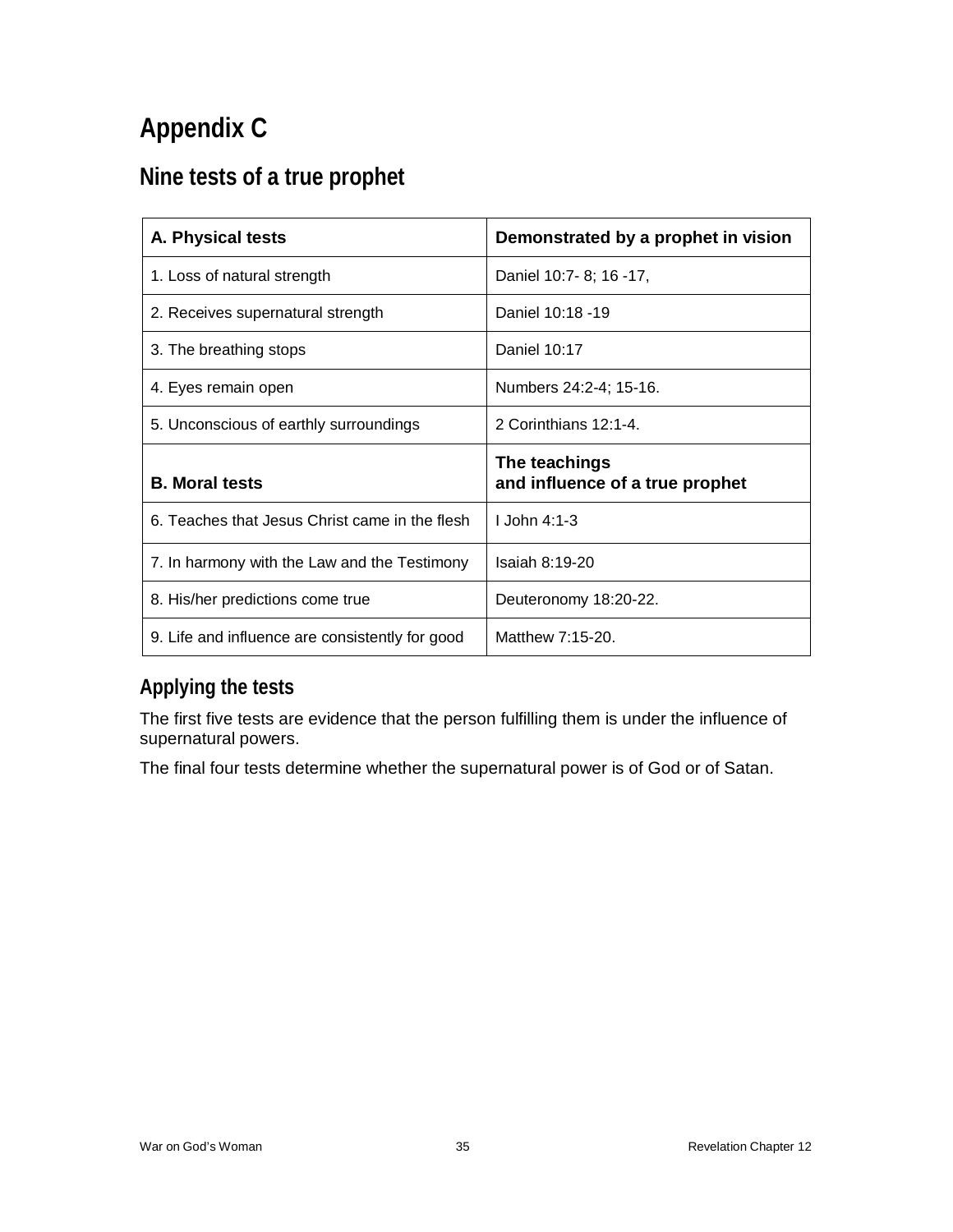# Appendix C

## Nine tests of a true prophet

| A. Physical tests | Demonstrated by a prophet in vision |
|---|---|
| 1. Loss of natural strength | Daniel 10:7- 8; 16 -17, |
| 2. Receives supernatural strength | Daniel 10:18 -19 |
| 3. The breathing stops | Daniel 10:17 |
| 4. Eyes remain open | Numbers 24:2-4; 15-16. |
| 5. Unconscious of earthly surroundings | 2 Corinthians 12:1-4. |
| **B. Moral tests** | **The teachings and influence of a true prophet** |
| 6. Teaches that Jesus Christ came in the flesh | I John 4:1-3 |
| 7. In harmony with the Law and the Testimony | Isaiah 8:19-20 |
| 8. His/her predictions come true | Deuteronomy 18:20-22. |
| 9. Life and influence are consistently for good | Matthew 7:15-20. |

### Applying the tests

The first five tests are evidence that the person fulfilling them is under the influence of supernatural powers.

The final four tests determine whether the supernatural power is of God or of Satan.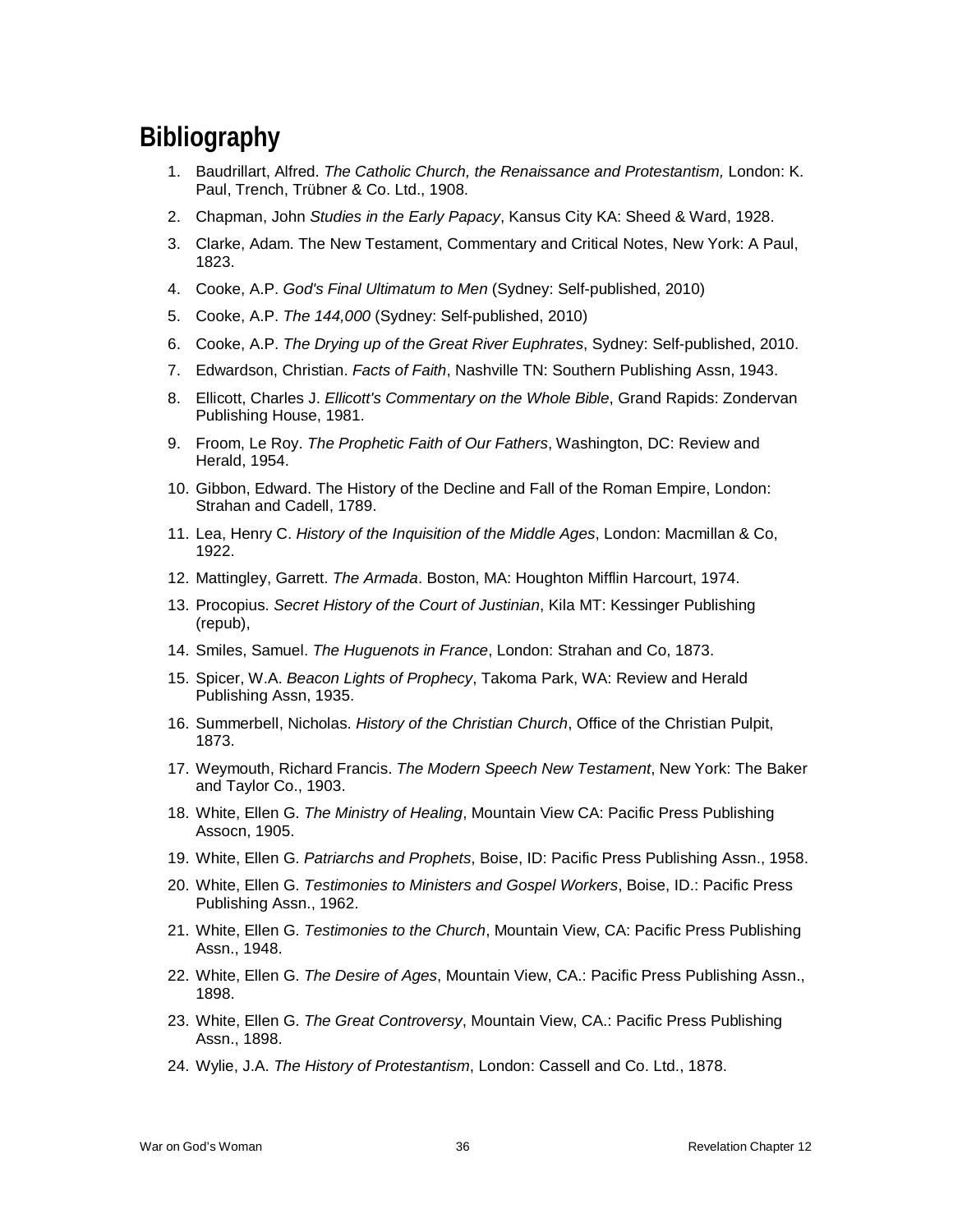# Bibliography

1. Baudrillart, Alfred. *The Catholic Church, the Renaissance and Protestantism,* London: K. Paul, Trench, Trübner & Co. Ltd., 1908.
2. Chapman, John *Studies in the Early Papacy*, Kansus City KA: Sheed & Ward, 1928.
3. Clarke, Adam. The New Testament, Commentary and Critical Notes, New York: A Paul, 1823.
4. Cooke, A.P. *God's Final Ultimatum to Men* (Sydney: Self-published, 2010)
5. Cooke, A.P. *The 144,000* (Sydney: Self-published, 2010)
6. Cooke, A.P. *The Drying up of the Great River Euphrates*, Sydney: Self-published, 2010.
7. Edwardson, Christian. *Facts of Faith*, Nashville TN: Southern Publishing Assn, 1943.
8. Ellicott, Charles J. *Ellicott's Commentary on the Whole Bible*, Grand Rapids: Zondervan Publishing House, 1981.
9. Froom, Le Roy. *The Prophetic Faith of Our Fathers*, Washington, DC: Review and Herald, 1954.
10. Gibbon, Edward. The History of the Decline and Fall of the Roman Empire, London: Strahan and Cadell, 1789.
11. Lea, Henry C. *History of the Inquisition of the Middle Ages*, London: Macmillan & Co, 1922.
12. Mattingley, Garrett. *The Armada*. Boston, MA: Houghton Mifflin Harcourt, 1974.
13. Procopius. *Secret History of the Court of Justinian*, Kila MT: Kessinger Publishing (repub),
14. Smiles, Samuel. *The Huguenots in France*, London: Strahan and Co, 1873.
15. Spicer, W.A. *Beacon Lights of Prophecy*, Takoma Park, WA: Review and Herald Publishing Assn, 1935.
16. Summerbell, Nicholas. *History of the Christian Church*, Office of the Christian Pulpit, 1873.
17. Weymouth, Richard Francis. *The Modern Speech New Testament*, New York: The Baker and Taylor Co., 1903.
18. White, Ellen G. *The Ministry of Healing*, Mountain View CA: Pacific Press Publishing Assocn, 1905.
19. White, Ellen G. *Patriarchs and Prophets*, Boise, ID: Pacific Press Publishing Assn., 1958.
20. White, Ellen G. *Testimonies to Ministers and Gospel Workers*, Boise, ID.: Pacific Press Publishing Assn., 1962.
21. White, Ellen G. *Testimonies to the Church*, Mountain View, CA: Pacific Press Publishing Assn., 1948.
22. White, Ellen G. *The Desire of Ages*, Mountain View, CA.: Pacific Press Publishing Assn., 1898.
23. White, Ellen G. *The Great Controversy*, Mountain View, CA.: Pacific Press Publishing Assn., 1898.
24. Wylie, J.A. *The History of Protestantism*, London: Cassell and Co. Ltd., 1878.